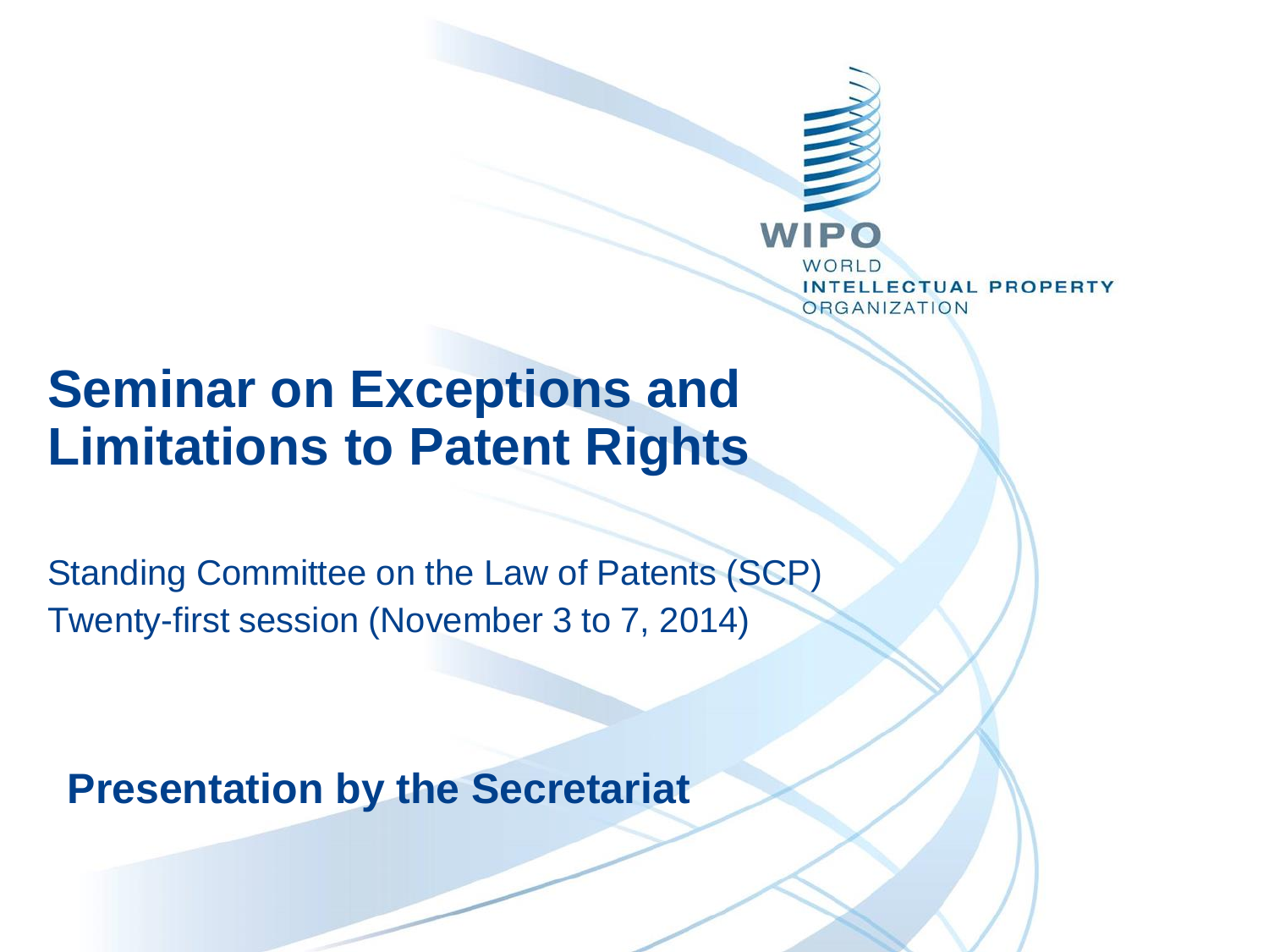WIPO
WORLD
INTELLECTUAL PROPERTY
ORGANIZATION

# Seminar on Exceptions and Limitations to Patent Rights

Standing Committee on the Law of Patents (SCP)
Twenty-first session (November 3 to 7, 2014)

**Presentation by the Secretariat**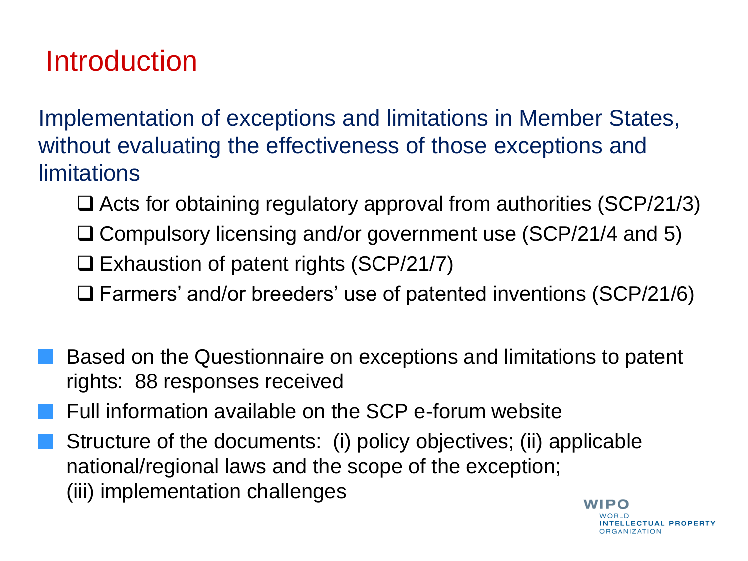# Introduction

Implementation of exceptions and limitations in Member States, without evaluating the effectiveness of those exceptions and limitations

- ❑ Acts for obtaining regulatory approval from authorities (SCP/21/3)
- ❑ Compulsory licensing and/or government use (SCP/21/4 and 5)
- ❑ Exhaustion of patent rights (SCP/21/7)
- ❑ Farmers' and/or breeders' use of patented inventions (SCP/21/6)

- Based on the Questionnaire on exceptions and limitations to patent rights: 88 responses received
- Full information available on the SCP e-forum website
- Structure of the documents: (i) policy objectives; (ii) applicable national/regional laws and the scope of the exception; (iii) implementation challenges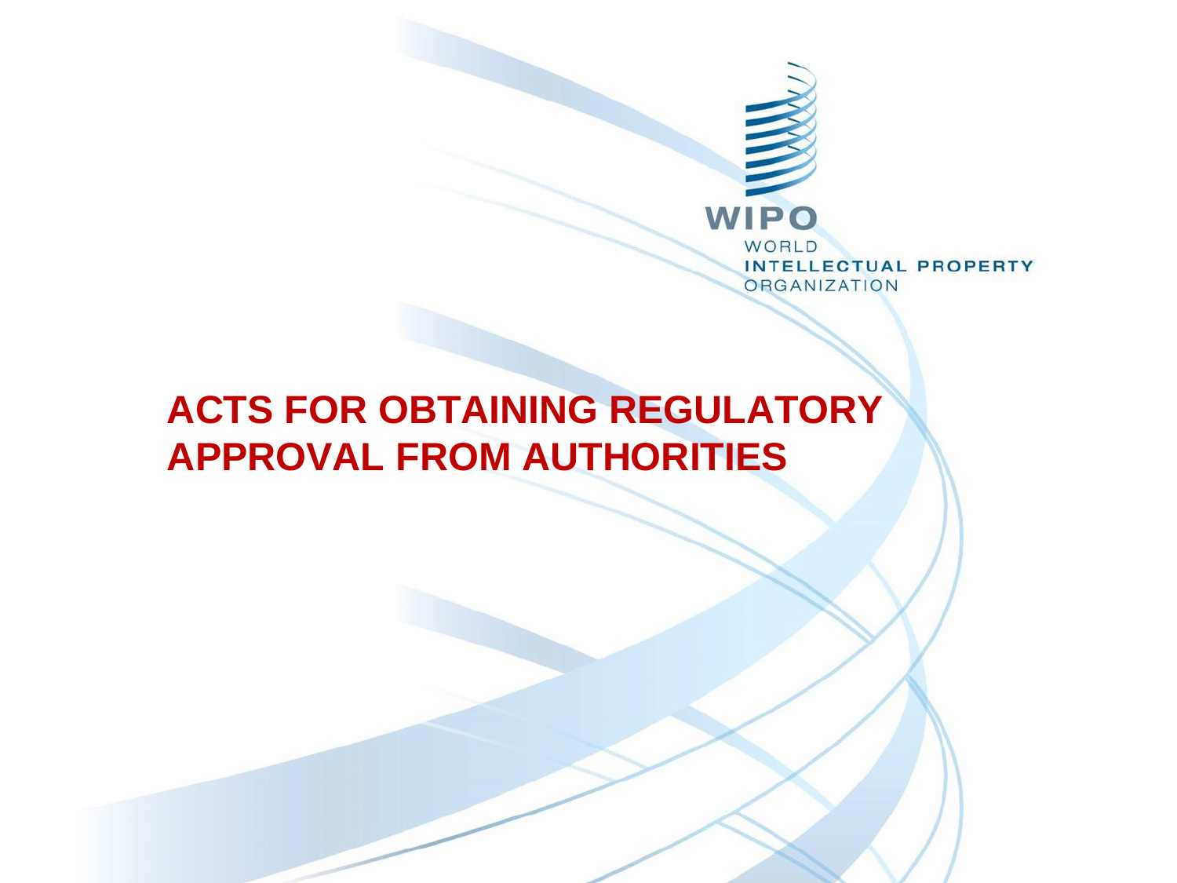# ACTS FOR OBTAINING REGULATORY APPROVAL FROM AUTHORITIES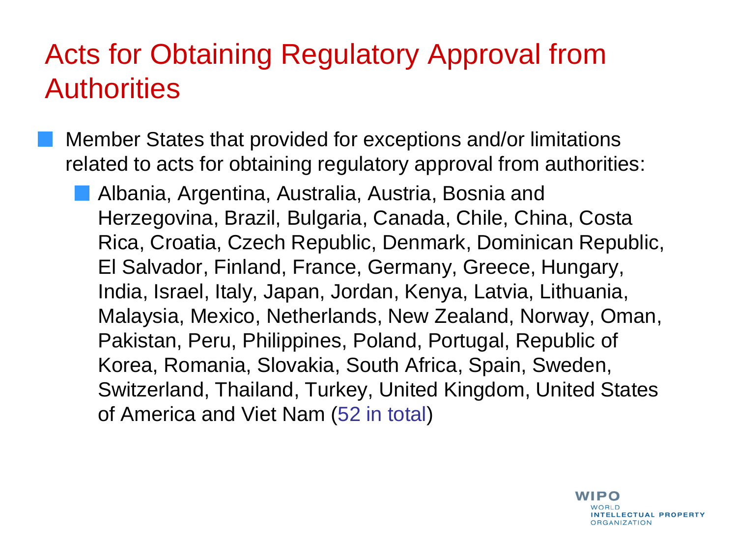# Acts for Obtaining Regulatory Approval from Authorities

- Member States that provided for exceptions and/or limitations related to acts for obtaining regulatory approval from authorities:
  - Albania, Argentina, Australia, Austria, Bosnia and Herzegovina, Brazil, Bulgaria, Canada, Chile, China, Costa Rica, Croatia, Czech Republic, Denmark, Dominican Republic, El Salvador, Finland, France, Germany, Greece, Hungary, India, Israel, Italy, Japan, Jordan, Kenya, Latvia, Lithuania, Malaysia, Mexico, Netherlands, New Zealand, Norway, Oman, Pakistan, Peru, Philippines, Poland, Portugal, Republic of Korea, Romania, Slovakia, South Africa, Spain, Sweden, Switzerland, Thailand, Turkey, United Kingdom, United States of America and Viet Nam (52 in total)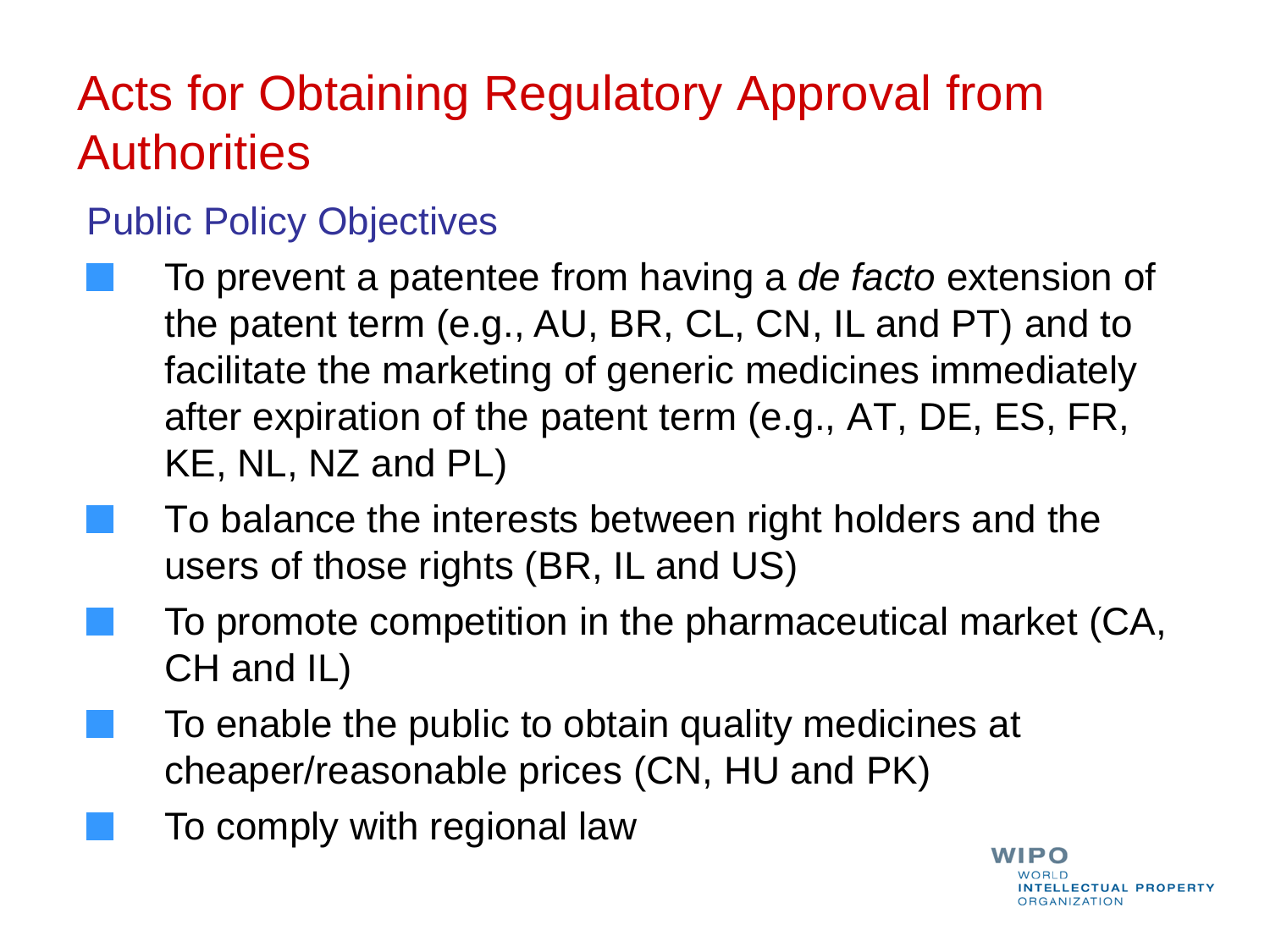# Acts for Obtaining Regulatory Approval from Authorities

## Public Policy Objectives

- To prevent a patentee from having a *de facto* extension of the patent term (e.g., AU, BR, CL, CN, IL and PT) and to facilitate the marketing of generic medicines immediately after expiration of the patent term (e.g., AT, DE, ES, FR, KE, NL, NZ and PL)
- To balance the interests between right holders and the users of those rights (BR, IL and US)
- To promote competition in the pharmaceutical market (CA, CH and IL)
- To enable the public to obtain quality medicines at cheaper/reasonable prices (CN, HU and PK)
- To comply with regional law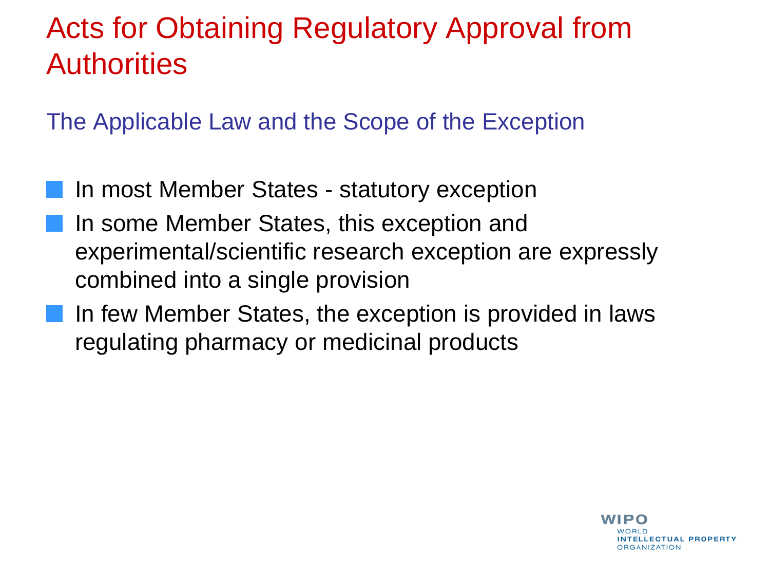# Acts for Obtaining Regulatory Approval from Authorities

## The Applicable Law and the Scope of the Exception

- In most Member States - statutory exception
- In some Member States, this exception and experimental/scientific research exception are expressly combined into a single provision
- In few Member States, the exception is provided in laws regulating pharmacy or medicinal products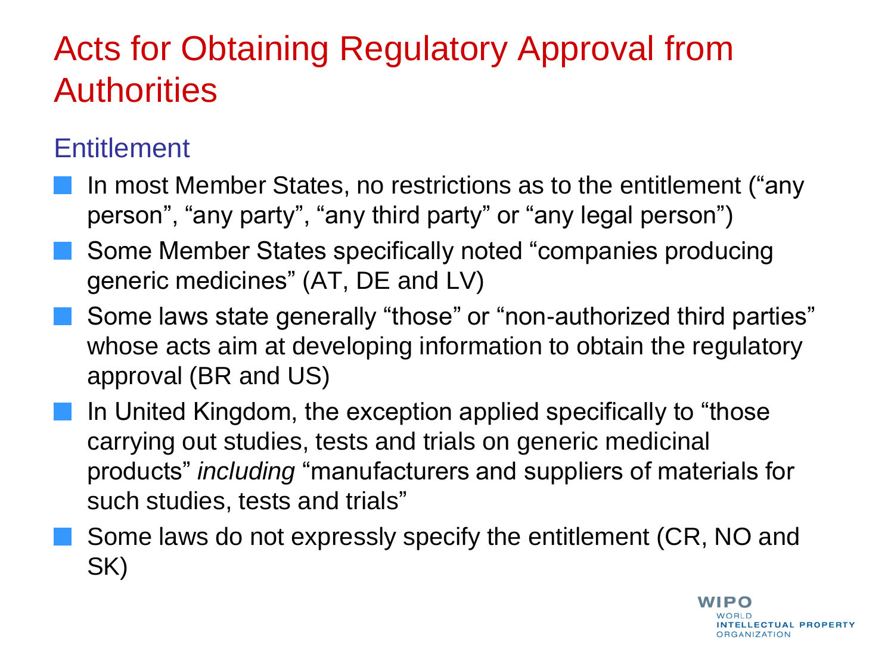# Acts for Obtaining Regulatory Approval from Authorities

## Entitlement

- In most Member States, no restrictions as to the entitlement ("any person", "any party", "any third party" or "any legal person")
- Some Member States specifically noted "companies producing generic medicines" (AT, DE and LV)
- Some laws state generally "those" or "non-authorized third parties" whose acts aim at developing information to obtain the regulatory approval (BR and US)
- In United Kingdom, the exception applied specifically to "those carrying out studies, tests and trials on generic medicinal products" *including* "manufacturers and suppliers of materials for such studies, tests and trials"
- Some laws do not expressly specify the entitlement (CR, NO and SK)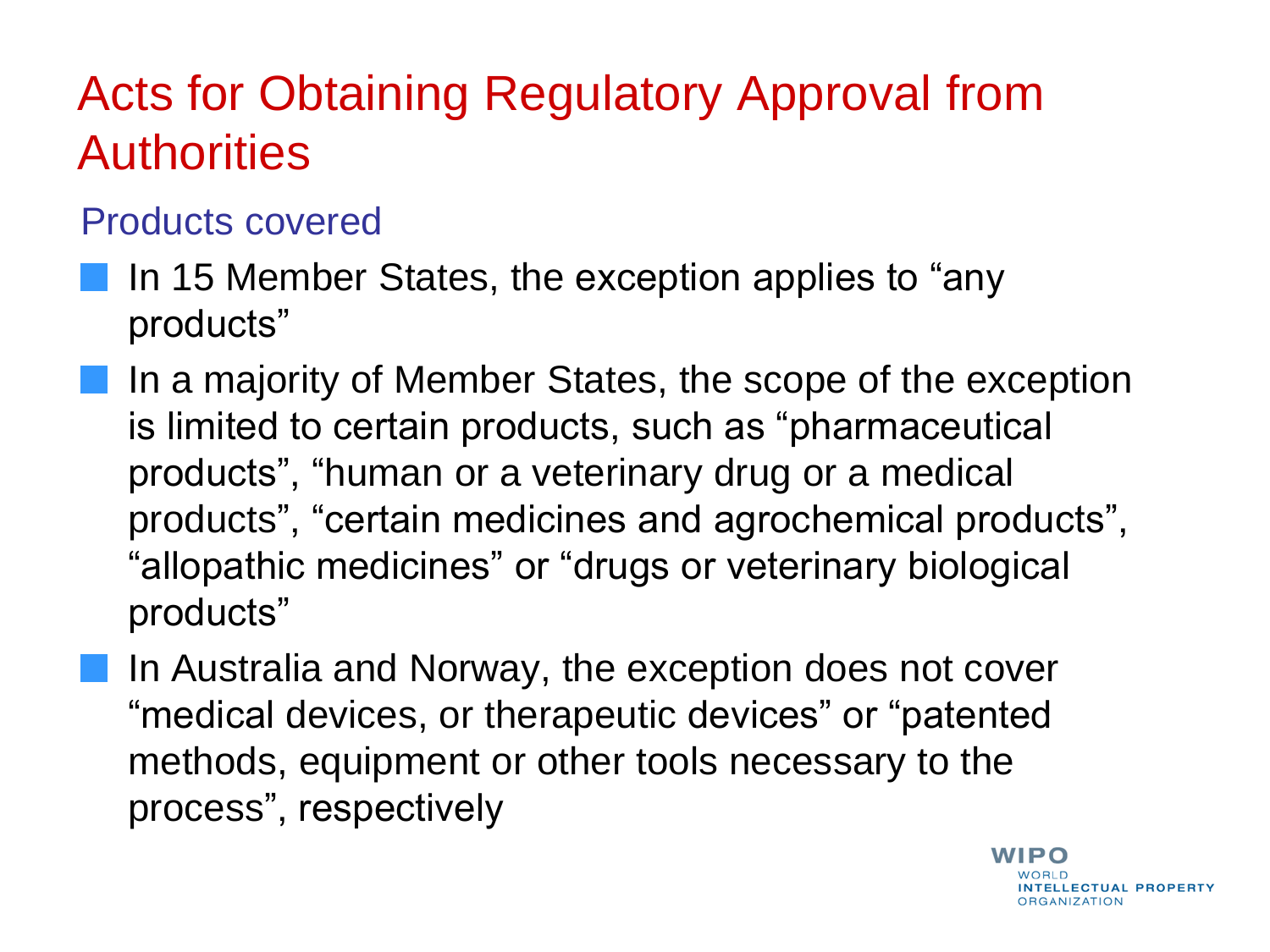# Acts for Obtaining Regulatory Approval from Authorities

## Products covered

- In 15 Member States, the exception applies to "any products"
- In a majority of Member States, the scope of the exception is limited to certain products, such as "pharmaceutical products", "human or a veterinary drug or a medical products", "certain medicines and agrochemical products", "allopathic medicines" or "drugs or veterinary biological products"
- In Australia and Norway, the exception does not cover "medical devices, or therapeutic devices" or "patented methods, equipment or other tools necessary to the process", respectively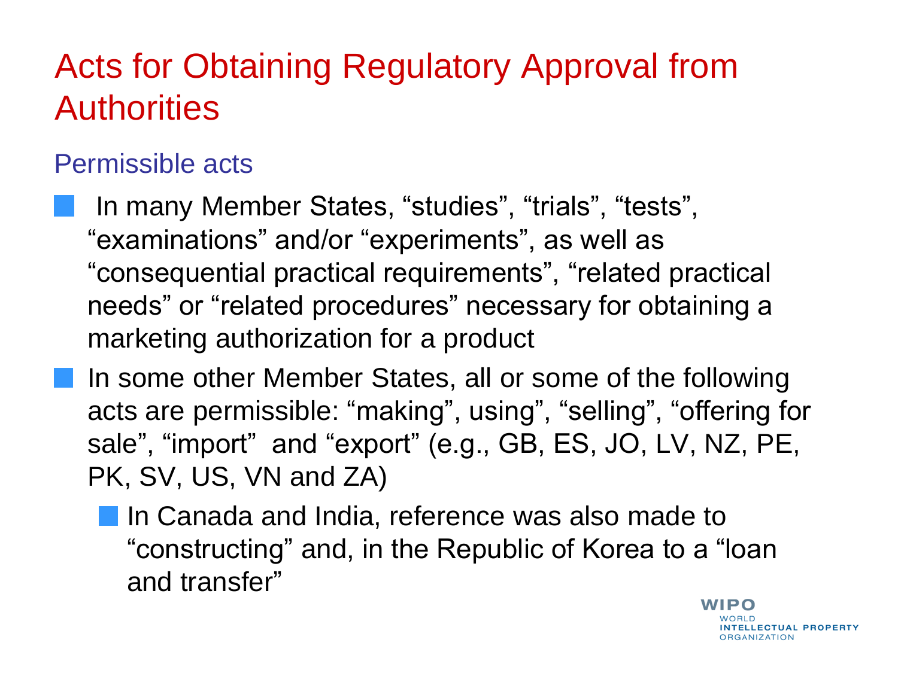# Acts for Obtaining Regulatory Approval from Authorities

## Permissible acts

- In many Member States, “studies”, “trials”, “tests”, “examinations” and/or “experiments”, as well as “consequential practical requirements”, “related practical needs” or “related procedures” necessary for obtaining a marketing authorization for a product
- In some other Member States, all or some of the following acts are permissible: “making”, using”, “selling”, “offering for sale”, “import” and “export” (e.g., GB, ES, JO, LV, NZ, PE, PK, SV, US, VN and ZA)
  - In Canada and India, reference was also made to “constructing” and, in the Republic of Korea to a “loan and transfer”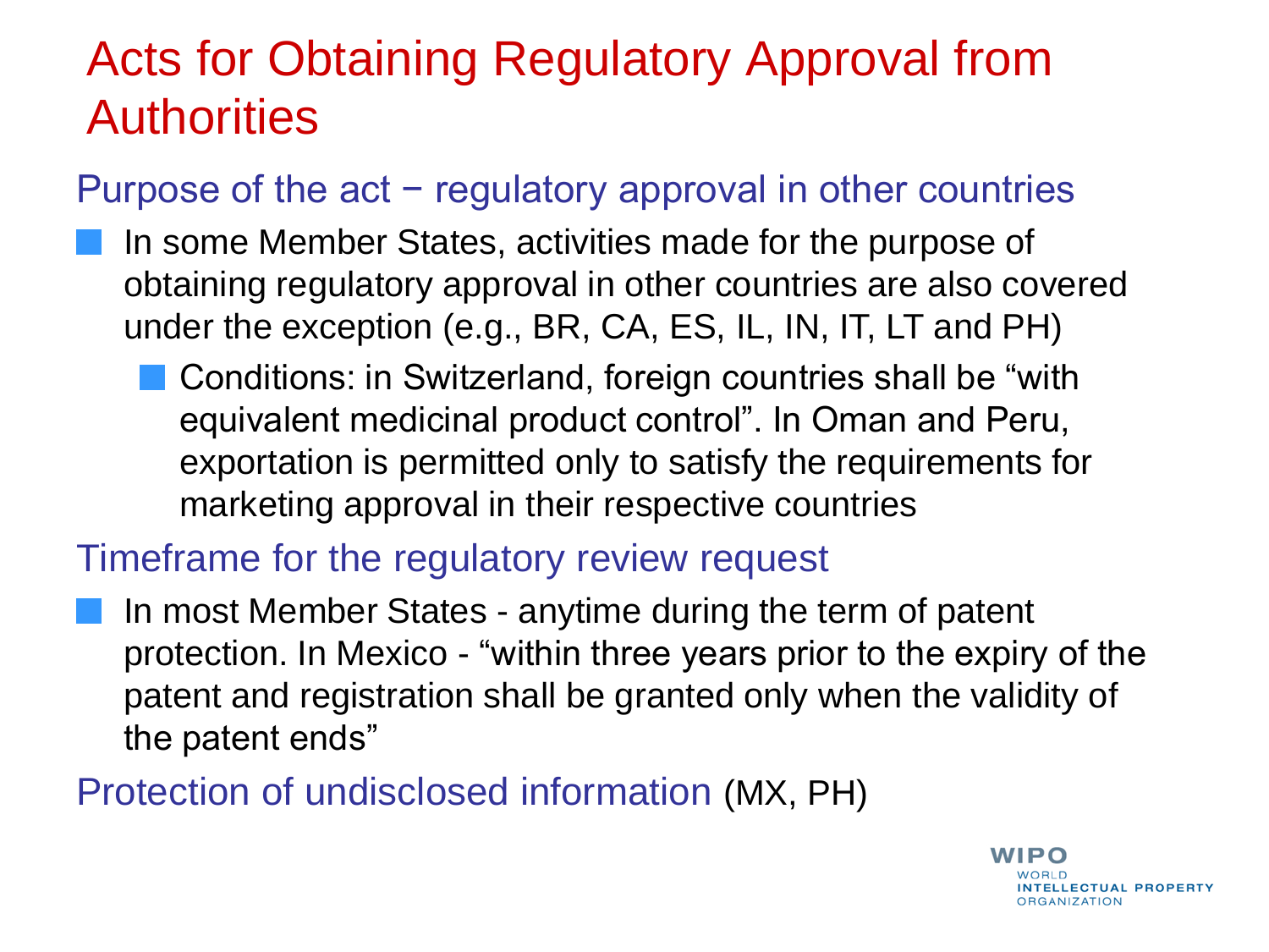# Acts for Obtaining Regulatory Approval from Authorities

## Purpose of the act − regulatory approval in other countries

- In some Member States, activities made for the purpose of obtaining regulatory approval in other countries are also covered under the exception (e.g., BR, CA, ES, IL, IN, IT, LT and PH)
  - Conditions: in Switzerland, foreign countries shall be "with equivalent medicinal product control". In Oman and Peru, exportation is permitted only to satisfy the requirements for marketing approval in their respective countries

## Timeframe for the regulatory review request

- In most Member States - anytime during the term of patent protection. In Mexico - "within three years prior to the expiry of the patent and registration shall be granted only when the validity of the patent ends"

## Protection of undisclosed information (MX, PH)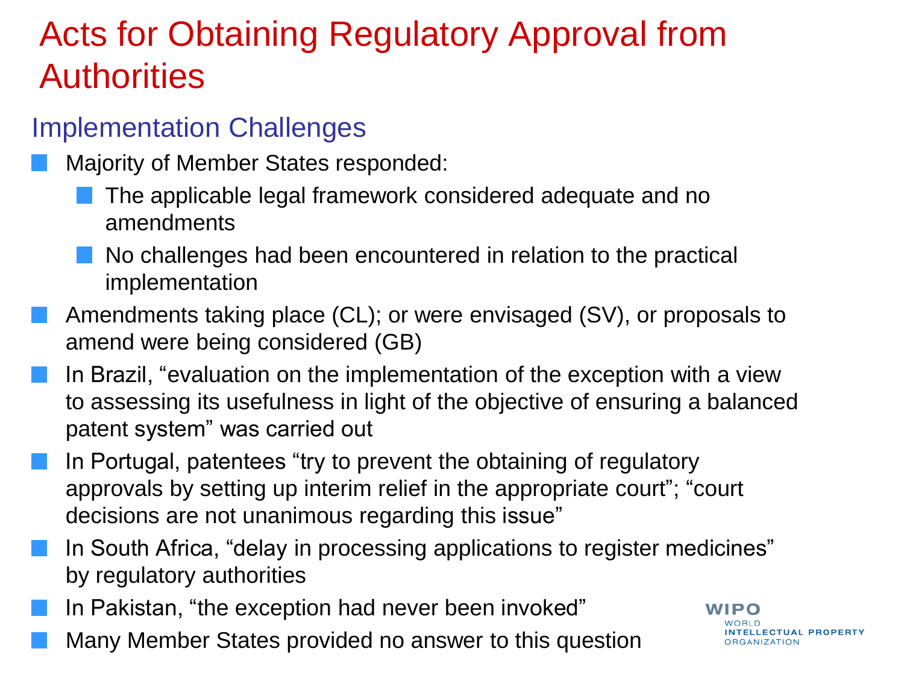# Acts for Obtaining Regulatory Approval from Authorities

## Implementation Challenges

- Majority of Member States responded:
  - The applicable legal framework considered adequate and no amendments
  - No challenges had been encountered in relation to the practical implementation
- Amendments taking place (CL); or were envisaged (SV), or proposals to amend were being considered (GB)
- In Brazil, "evaluation on the implementation of the exception with a view to assessing its usefulness in light of the objective of ensuring a balanced patent system" was carried out
- In Portugal, patentees "try to prevent the obtaining of regulatory approvals by setting up interim relief in the appropriate court"; "court decisions are not unanimous regarding this issue"
- In South Africa, "delay in processing applications to register medicines" by regulatory authorities
- In Pakistan, "the exception had never been invoked"
- Many Member States provided no answer to this question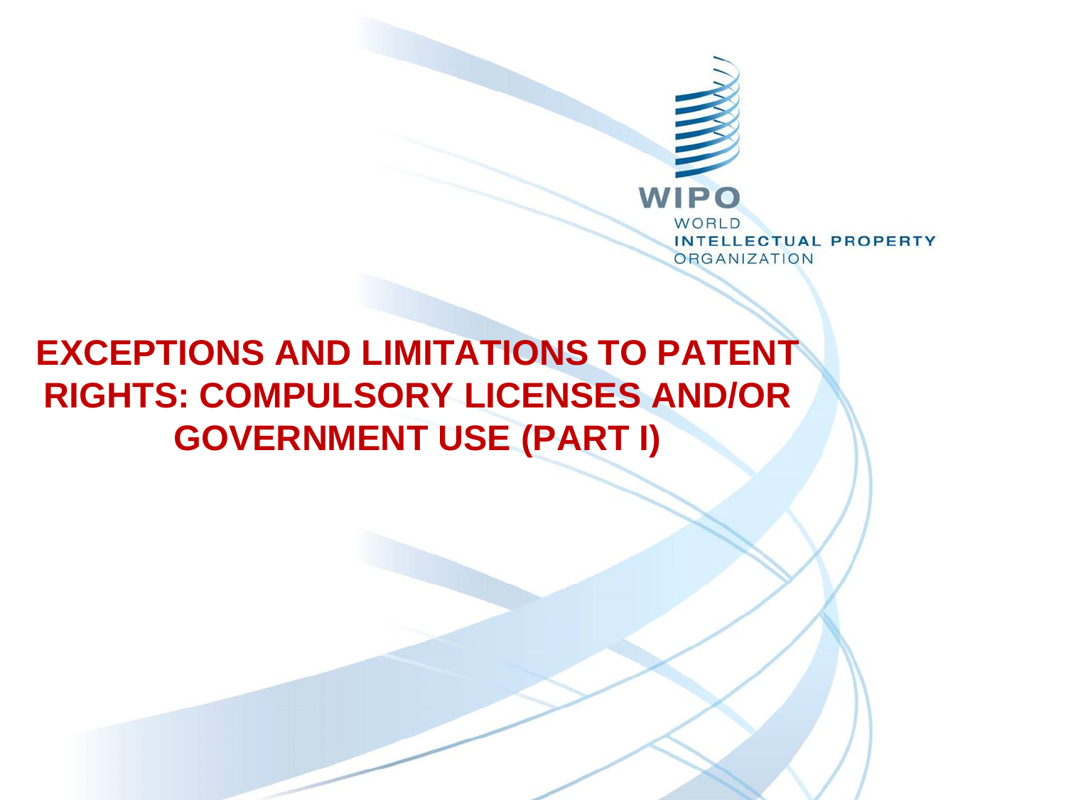WIPO

WORLD INTELLECTUAL PROPERTY ORGANIZATION

# EXCEPTIONS AND LIMITATIONS TO PATENT RIGHTS: COMPULSORY LICENSES AND/OR GOVERNMENT USE (PART I)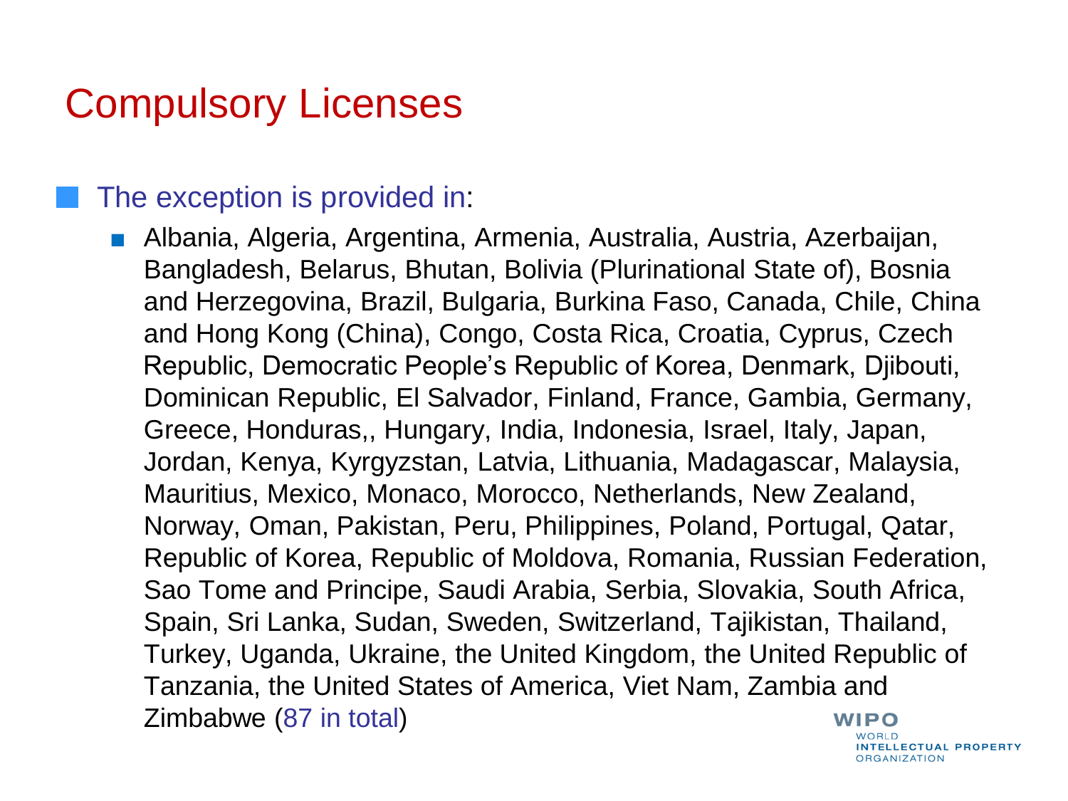# Compulsory Licenses

- The exception is provided in:
  - Albania, Algeria, Argentina, Armenia, Australia, Austria, Azerbaijan, Bangladesh, Belarus, Bhutan, Bolivia (Plurinational State of), Bosnia and Herzegovina, Brazil, Bulgaria, Burkina Faso, Canada, Chile, China and Hong Kong (China), Congo, Costa Rica, Croatia, Cyprus, Czech Republic, Democratic People's Republic of Korea, Denmark, Djibouti, Dominican Republic, El Salvador, Finland, France, Gambia, Germany, Greece, Honduras,, Hungary, India, Indonesia, Israel, Italy, Japan, Jordan, Kenya, Kyrgyzstan, Latvia, Lithuania, Madagascar, Malaysia, Mauritius, Mexico, Monaco, Morocco, Netherlands, New Zealand, Norway, Oman, Pakistan, Peru, Philippines, Poland, Portugal, Qatar, Republic of Korea, Republic of Moldova, Romania, Russian Federation, Sao Tome and Principe, Saudi Arabia, Serbia, Slovakia, South Africa, Spain, Sri Lanka, Sudan, Sweden, Switzerland, Tajikistan, Thailand, Turkey, Uganda, Ukraine, the United Kingdom, the United Republic of Tanzania, the United States of America, Viet Nam, Zambia and Zimbabwe (87 in total)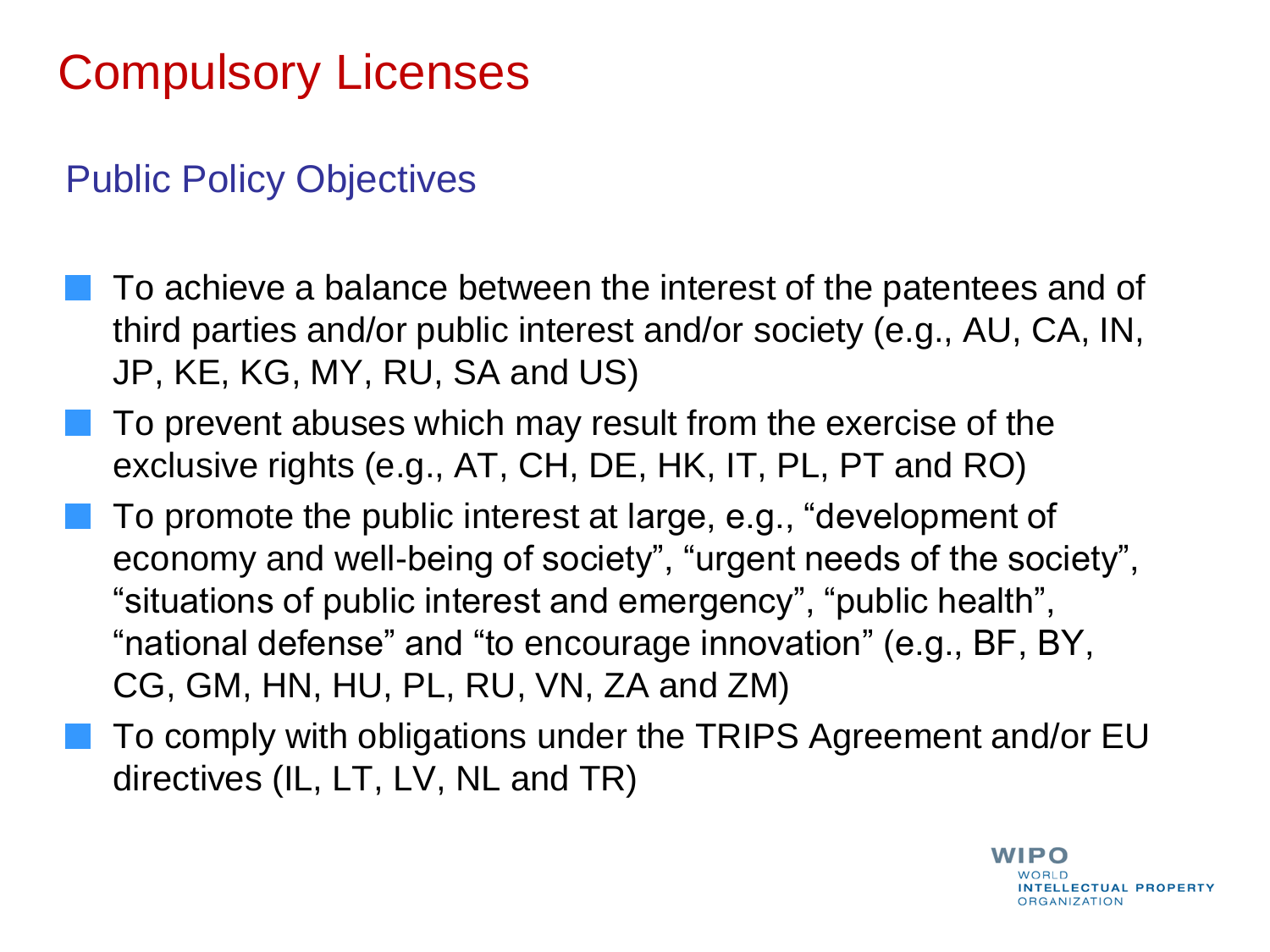# Compulsory Licenses

## Public Policy Objectives

- To achieve a balance between the interest of the patentees and of third parties and/or public interest and/or society (e.g., AU, CA, IN, JP, KE, KG, MY, RU, SA and US)
- To prevent abuses which may result from the exercise of the exclusive rights (e.g., AT, CH, DE, HK, IT, PL, PT and RO)
- To promote the public interest at large, e.g., "development of economy and well-being of society", "urgent needs of the society", "situations of public interest and emergency", "public health", "national defense" and "to encourage innovation" (e.g., BF, BY, CG, GM, HN, HU, PL, RU, VN, ZA and ZM)
- To comply with obligations under the TRIPS Agreement and/or EU directives (IL, LT, LV, NL and TR)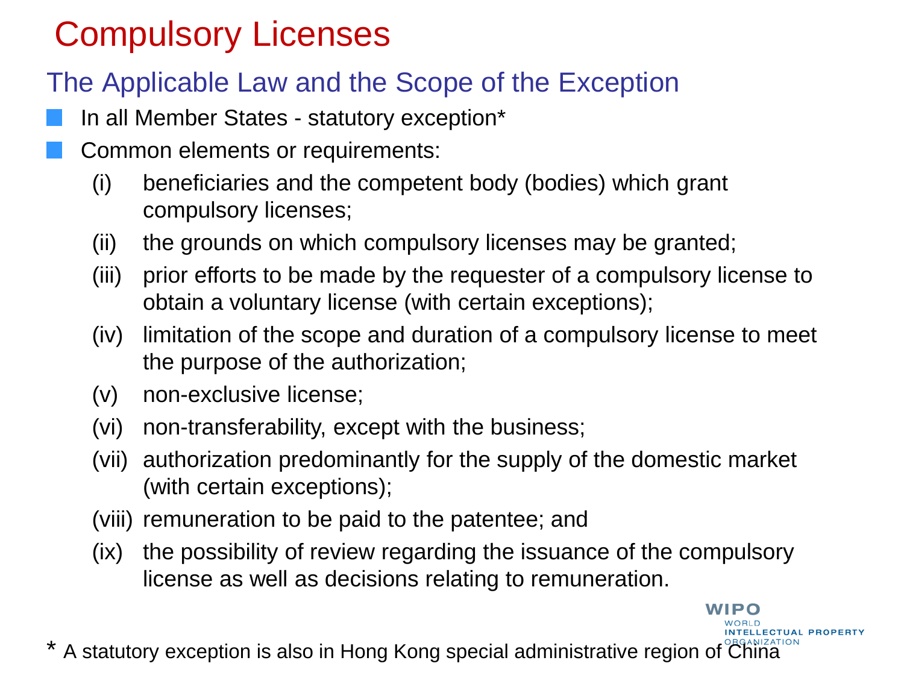# Compulsory Licenses

## The Applicable Law and the Scope of the Exception

- In all Member States - statutory exception*
- Common elements or requirements:
  - (i) beneficiaries and the competent body (bodies) which grant compulsory licenses;
  - (ii) the grounds on which compulsory licenses may be granted;
  - (iii) prior efforts to be made by the requester of a compulsory license to obtain a voluntary license (with certain exceptions);
  - (iv) limitation of the scope and duration of a compulsory license to meet the purpose of the authorization;
  - (v) non-exclusive license;
  - (vi) non-transferability, except with the business;
  - (vii) authorization predominantly for the supply of the domestic market (with certain exceptions);
  - (viii) remuneration to be paid to the patentee; and
  - (ix) the possibility of review regarding the issuance of the compulsory license as well as decisions relating to remuneration.

\* A statutory exception is also in Hong Kong special administrative region of China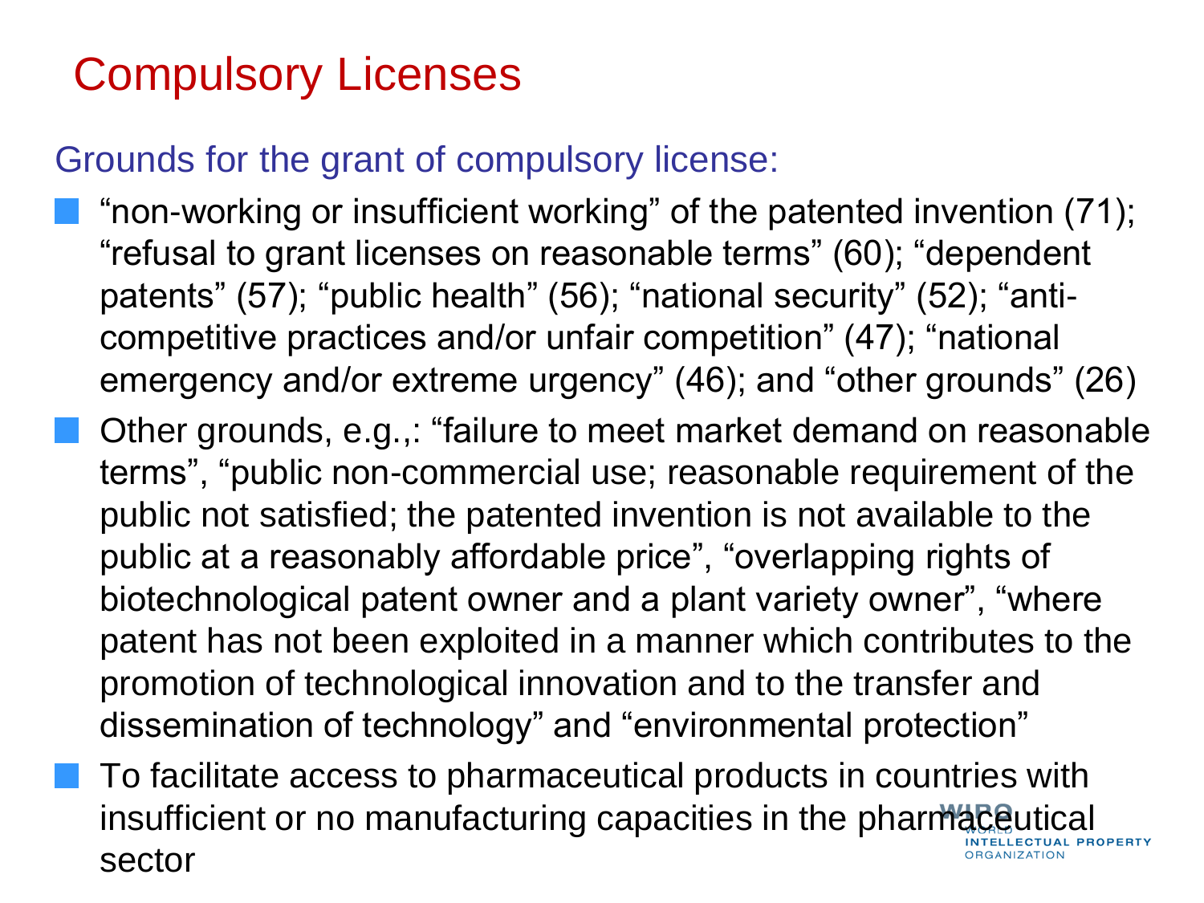# Compulsory Licenses

## Grounds for the grant of compulsory license:

- "non-working or insufficient working" of the patented invention (71); "refusal to grant licenses on reasonable terms" (60); "dependent patents" (57); "public health" (56); "national security" (52); "anti-competitive practices and/or unfair competition" (47); "national emergency and/or extreme urgency" (46); and "other grounds" (26)
- Other grounds, e.g.,: "failure to meet market demand on reasonable terms", "public non-commercial use; reasonable requirement of the public not satisfied; the patented invention is not available to the public at a reasonably affordable price", "overlapping rights of biotechnological patent owner and a plant variety owner", "where patent has not been exploited in a manner which contributes to the promotion of technological innovation and to the transfer and dissemination of technology" and "environmental protection"
- To facilitate access to pharmaceutical products in countries with insufficient or no manufacturing capacities in the pharmaceutical sector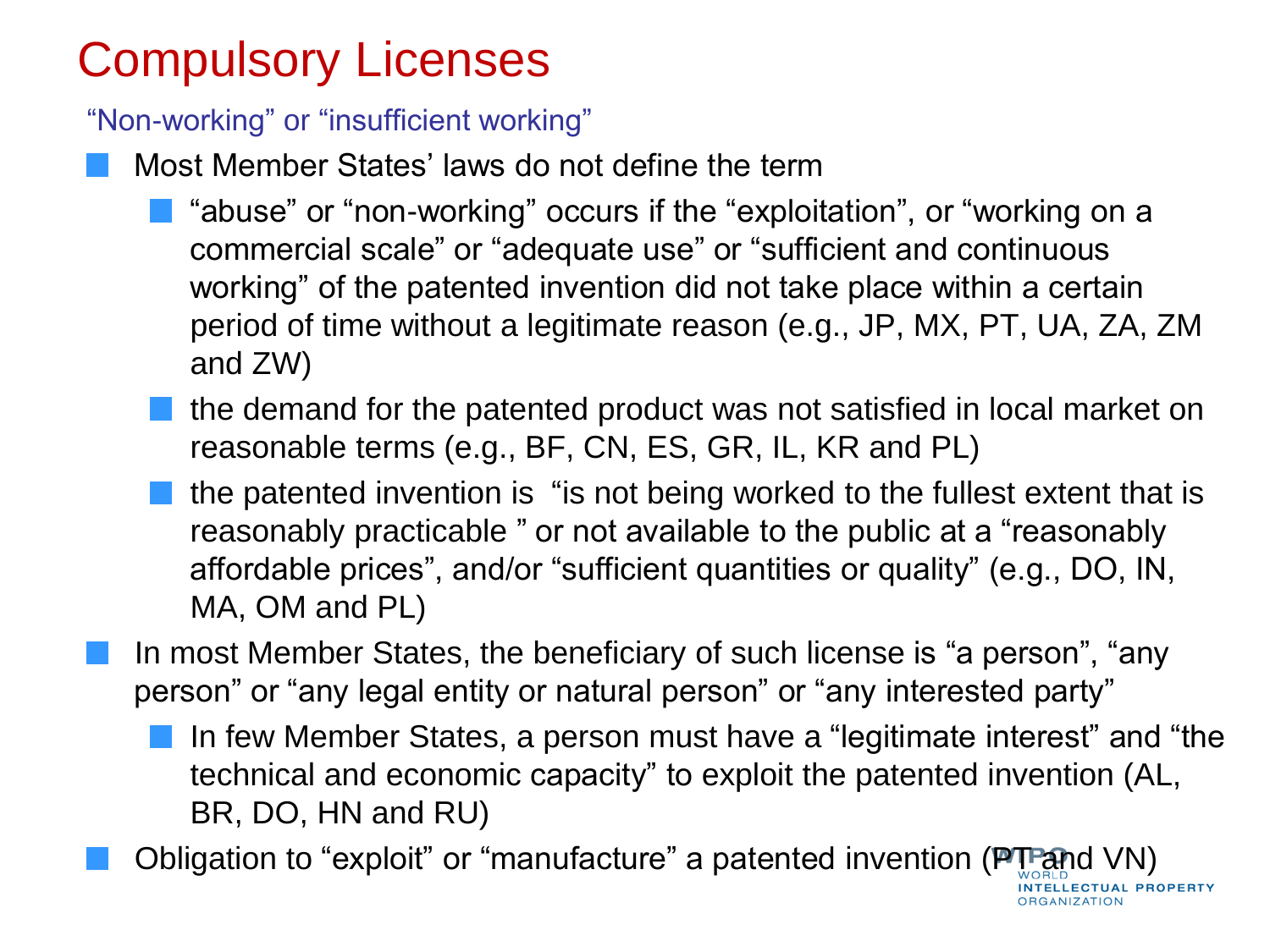# Compulsory Licenses

"Non-working" or "insufficient working"

- Most Member States' laws do not define the term
  - "abuse" or "non-working" occurs if the "exploitation", or "working on a commercial scale" or "adequate use" or "sufficient and continuous working" of the patented invention did not take place within a certain period of time without a legitimate reason (e.g., JP, MX, PT, UA, ZA, ZM and ZW)
  - the demand for the patented product was not satisfied in local market on reasonable terms (e.g., BF, CN, ES, GR, IL, KR and PL)
  - the patented invention is "is not being worked to the fullest extent that is reasonably practicable " or not available to the public at a "reasonably affordable prices", and/or "sufficient quantities or quality" (e.g., DO, IN, MA, OM and PL)
- In most Member States, the beneficiary of such license is "a person", "any person" or "any legal entity or natural person" or "any interested party"
  - In few Member States, a person must have a "legitimate interest" and "the technical and economic capacity" to exploit the patented invention (AL, BR, DO, HN and RU)
- Obligation to "exploit" or "manufacture" a patented invention (PT and VN)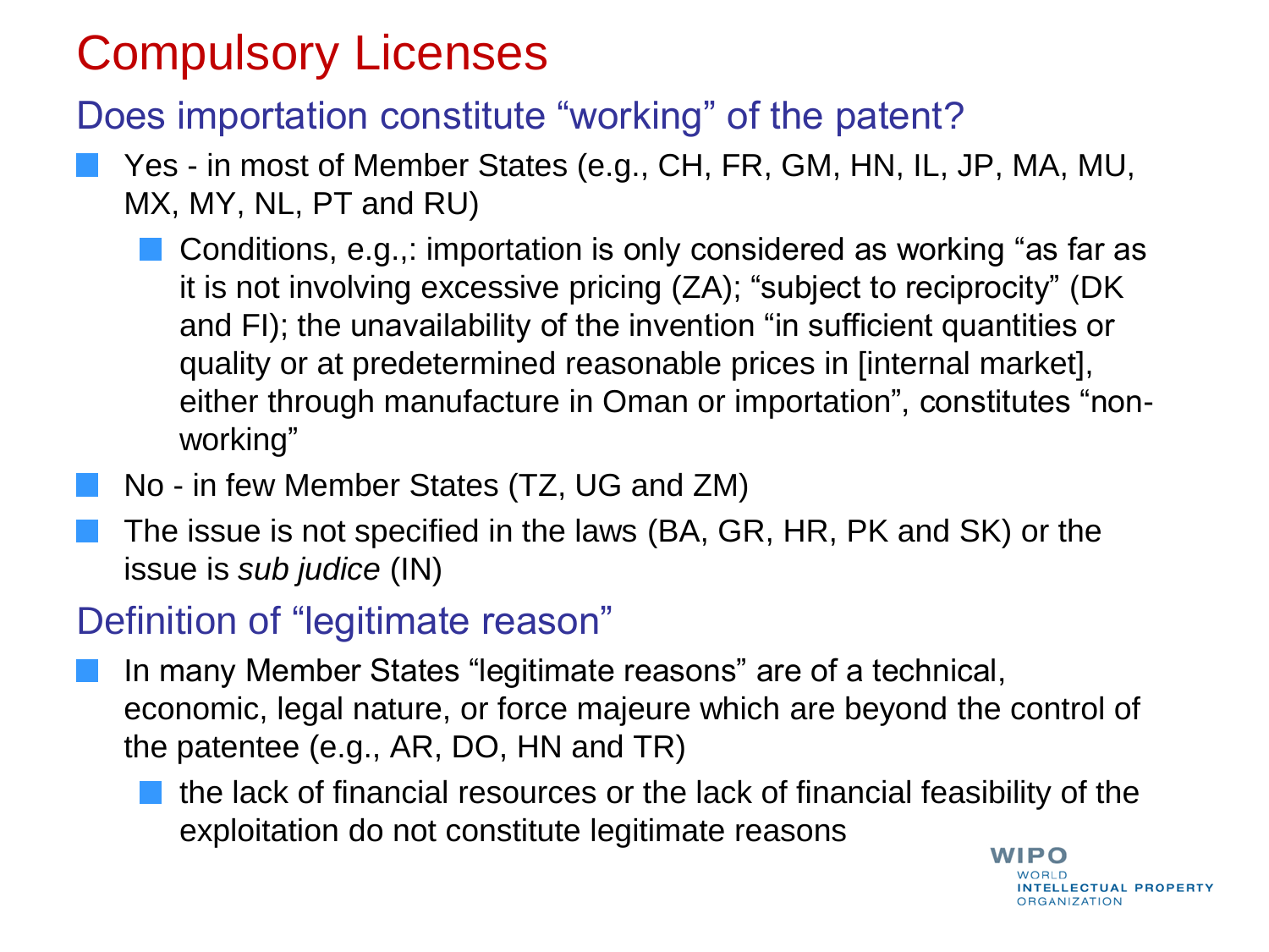# Compulsory Licenses

## Does importation constitute "working" of the patent?

- Yes - in most of Member States (e.g., CH, FR, GM, HN, IL, JP, MA, MU, MX, MY, NL, PT and RU)
  - Conditions, e.g.,: importation is only considered as working "as far as it is not involving excessive pricing (ZA); "subject to reciprocity" (DK and FI); the unavailability of the invention "in sufficient quantities or quality or at predetermined reasonable prices in [internal market], either through manufacture in Oman or importation", constitutes "non-working"
- No - in few Member States (TZ, UG and ZM)
- The issue is not specified in the laws (BA, GR, HR, PK and SK) or the issue is *sub judice* (IN)

## Definition of "legitimate reason"

- In many Member States "legitimate reasons" are of a technical, economic, legal nature, or force majeure which are beyond the control of the patentee (e.g., AR, DO, HN and TR)
  - the lack of financial resources or the lack of financial feasibility of the exploitation do not constitute legitimate reasons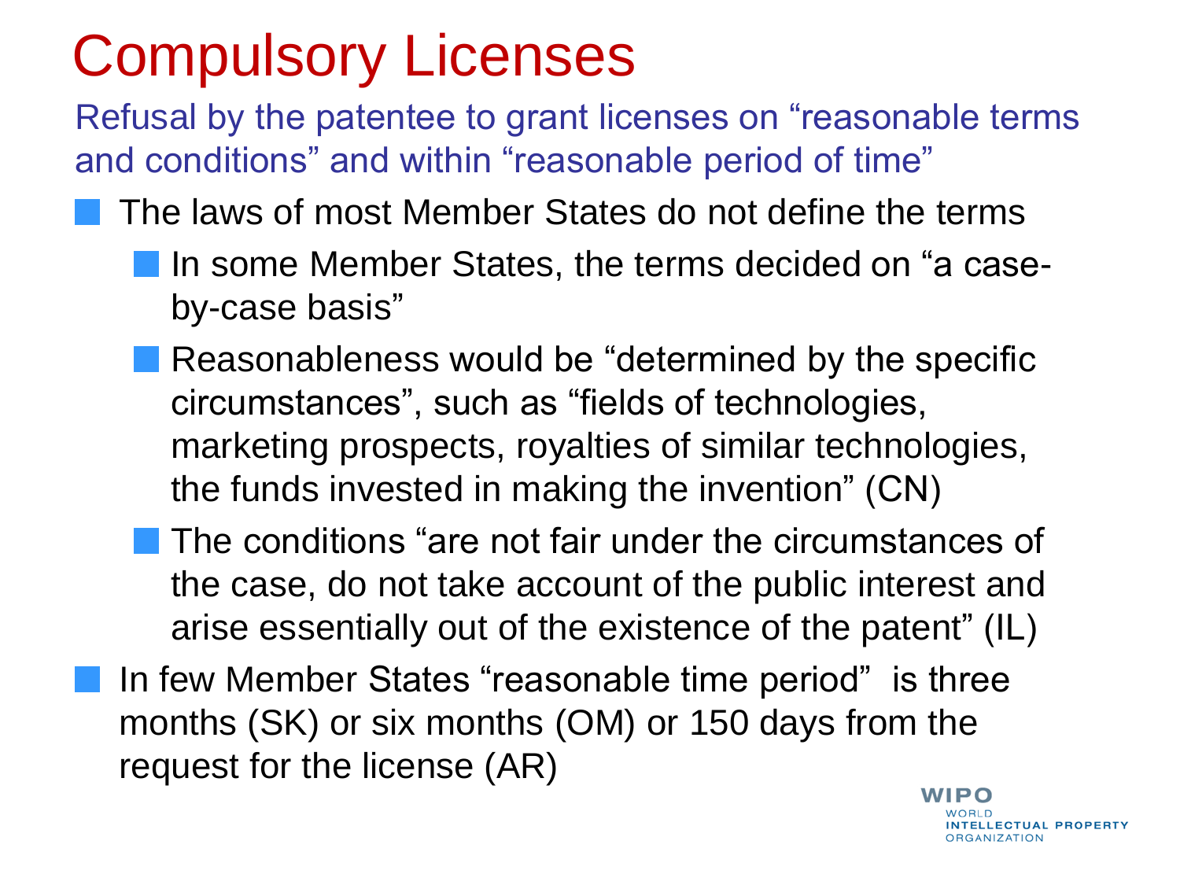# Compulsory Licenses

## Refusal by the patentee to grant licenses on "reasonable terms and conditions" and within "reasonable period of time"

- The laws of most Member States do not define the terms
  - In some Member States, the terms decided on "a case-by-case basis"
  - Reasonableness would be "determined by the specific circumstances", such as "fields of technologies, marketing prospects, royalties of similar technologies, the funds invested in making the invention" (CN)
  - The conditions "are not fair under the circumstances of the case, do not take account of the public interest and arise essentially out of the existence of the patent" (IL)
- In few Member States "reasonable time period" is three months (SK) or six months (OM) or 150 days from the request for the license (AR)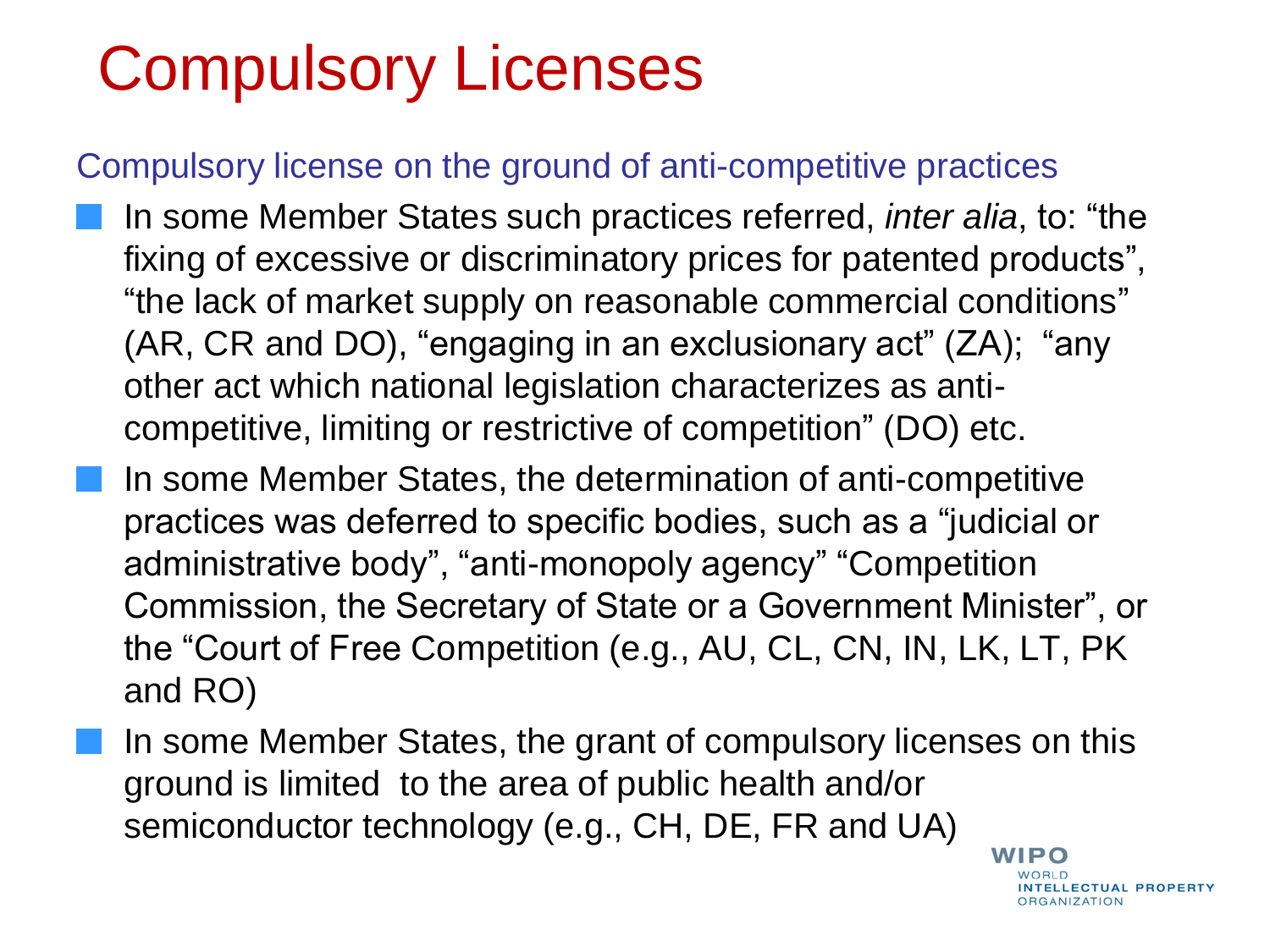# Compulsory Licenses

## Compulsory license on the ground of anti-competitive practices

- In some Member States such practices referred, *inter alia*, to: "the fixing of excessive or discriminatory prices for patented products", "the lack of market supply on reasonable commercial conditions" (AR, CR and DO), "engaging in an exclusionary act" (ZA); "any other act which national legislation characterizes as anti-competitive, limiting or restrictive of competition" (DO) etc.
- In some Member States, the determination of anti-competitive practices was deferred to specific bodies, such as a "judicial or administrative body", "anti-monopoly agency" "Competition Commission, the Secretary of State or a Government Minister", or the "Court of Free Competition (e.g., AU, CL, CN, IN, LK, LT, PK and RO)
- In some Member States, the grant of compulsory licenses on this ground is limited to the area of public health and/or semiconductor technology (e.g., CH, DE, FR and UA)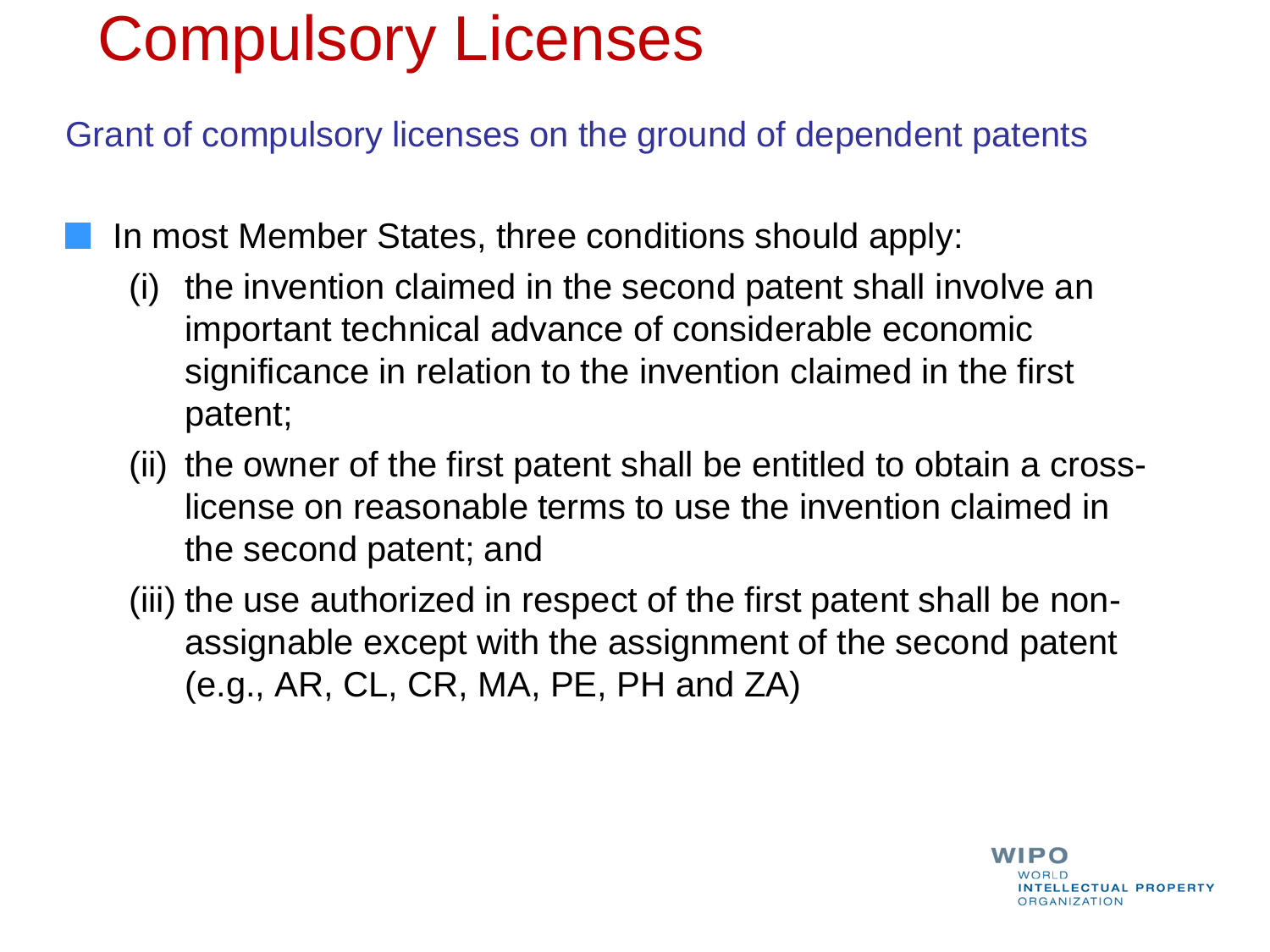# Compulsory Licenses

## Grant of compulsory licenses on the ground of dependent patents

- In most Member States, three conditions should apply:
  - (i) the invention claimed in the second patent shall involve an important technical advance of considerable economic significance in relation to the invention claimed in the first patent;
  - (ii) the owner of the first patent shall be entitled to obtain a cross-license on reasonable terms to use the invention claimed in the second patent; and
  - (iii) the use authorized in respect of the first patent shall be non-assignable except with the assignment of the second patent (e.g., AR, CL, CR, MA, PE, PH and ZA)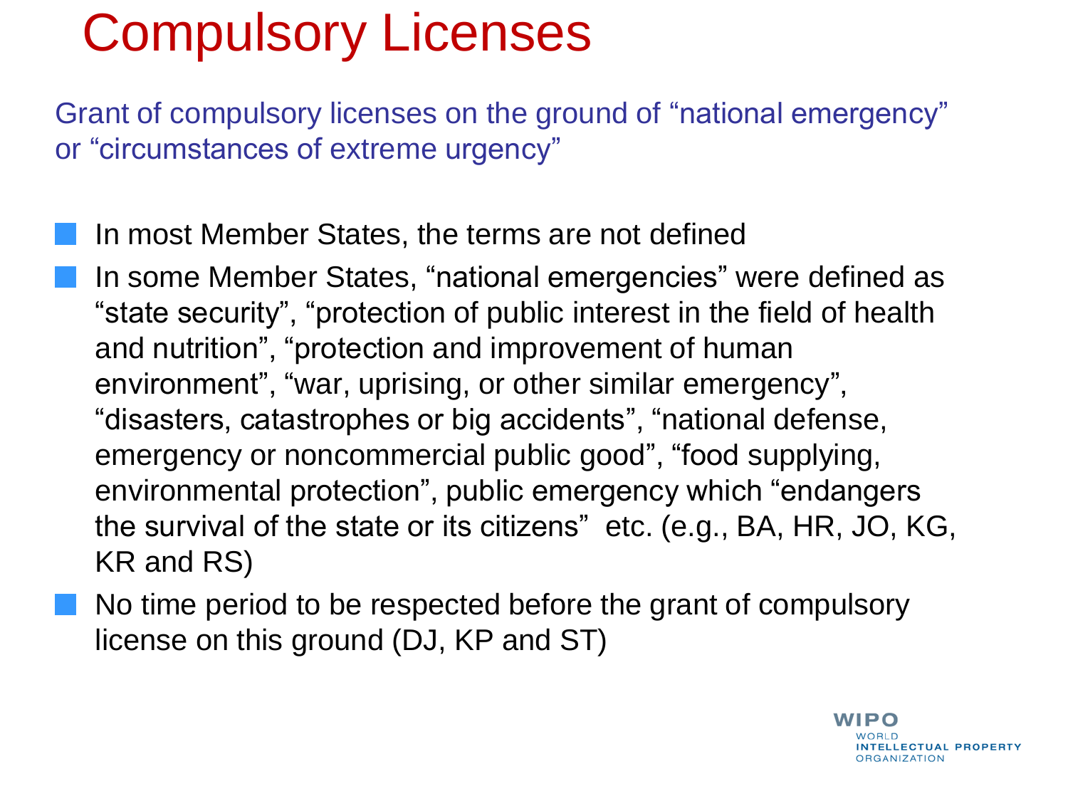# Compulsory Licenses

Grant of compulsory licenses on the ground of "national emergency" or "circumstances of extreme urgency"

- In most Member States, the terms are not defined
- In some Member States, "national emergencies" were defined as "state security", "protection of public interest in the field of health and nutrition", "protection and improvement of human environment", "war, uprising, or other similar emergency", "disasters, catastrophes or big accidents", "national defense, emergency or noncommercial public good", "food supplying, environmental protection", public emergency which "endangers the survival of the state or its citizens" etc. (e.g., BA, HR, JO, KG, KR and RS)
- No time period to be respected before the grant of compulsory license on this ground (DJ, KP and ST)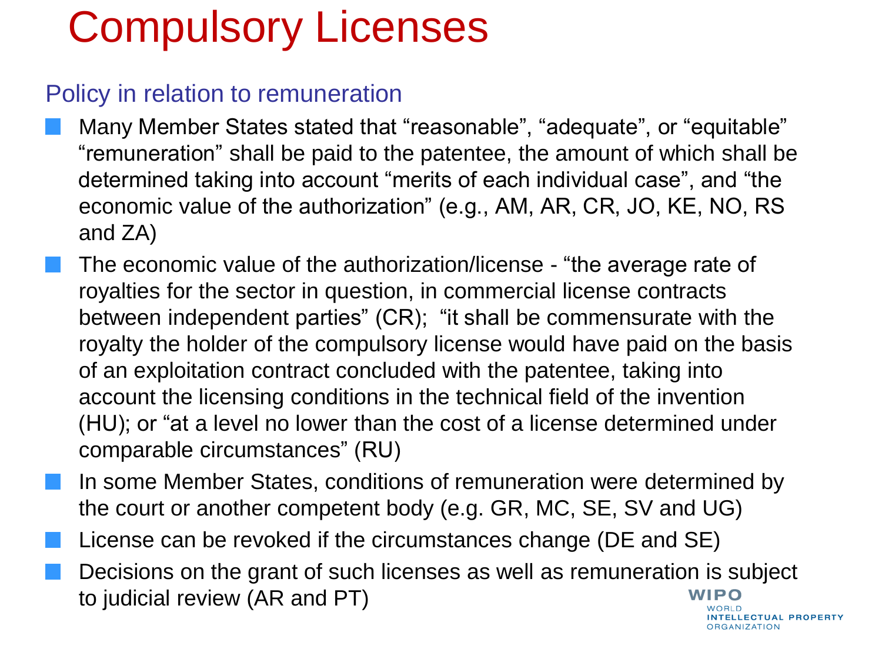# Compulsory Licenses

## Policy in relation to remuneration

- Many Member States stated that "reasonable", "adequate", or "equitable" "remuneration" shall be paid to the patentee, the amount of which shall be determined taking into account "merits of each individual case", and "the economic value of the authorization" (e.g., AM, AR, CR, JO, KE, NO, RS and ZA)
- The economic value of the authorization/license - "the average rate of royalties for the sector in question, in commercial license contracts between independent parties" (CR); "it shall be commensurate with the royalty the holder of the compulsory license would have paid on the basis of an exploitation contract concluded with the patentee, taking into account the licensing conditions in the technical field of the invention (HU); or "at a level no lower than the cost of a license determined under comparable circumstances" (RU)
- In some Member States, conditions of remuneration were determined by the court or another competent body (e.g. GR, MC, SE, SV and UG)
- License can be revoked if the circumstances change (DE and SE)
- Decisions on the grant of such licenses as well as remuneration is subject to judicial review (AR and PT)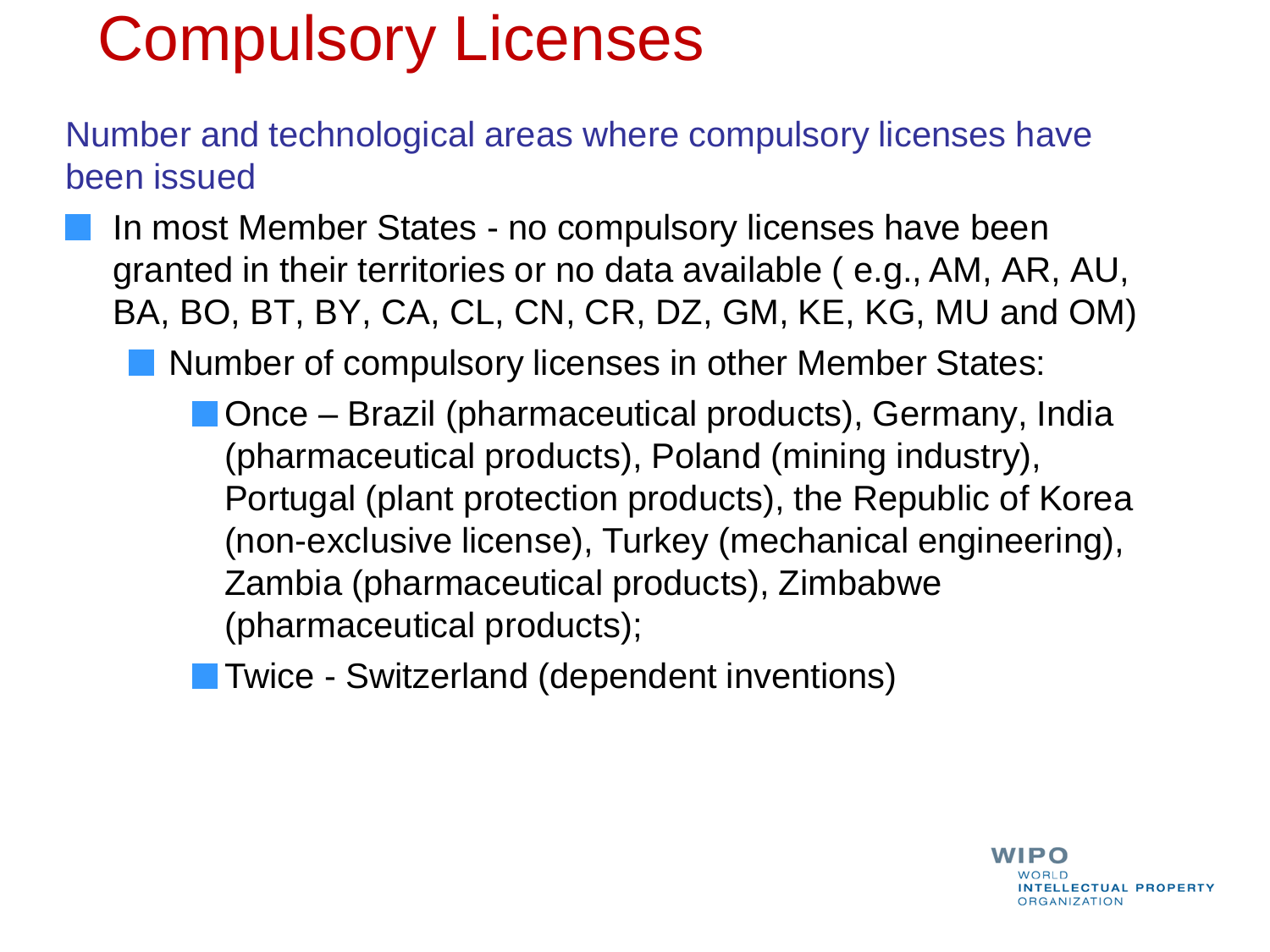# Compulsory Licenses

## Number and technological areas where compulsory licenses have been issued

- In most Member States - no compulsory licenses have been granted in their territories or no data available ( e.g., AM, AR, AU, BA, BO, BT, BY, CA, CL, CN, CR, DZ, GM, KE, KG, MU and OM)
  - Number of compulsory licenses in other Member States:
    - Once – Brazil (pharmaceutical products), Germany, India (pharmaceutical products), Poland (mining industry), Portugal (plant protection products), the Republic of Korea (non-exclusive license), Turkey (mechanical engineering), Zambia (pharmaceutical products), Zimbabwe (pharmaceutical products);
    - Twice - Switzerland (dependent inventions)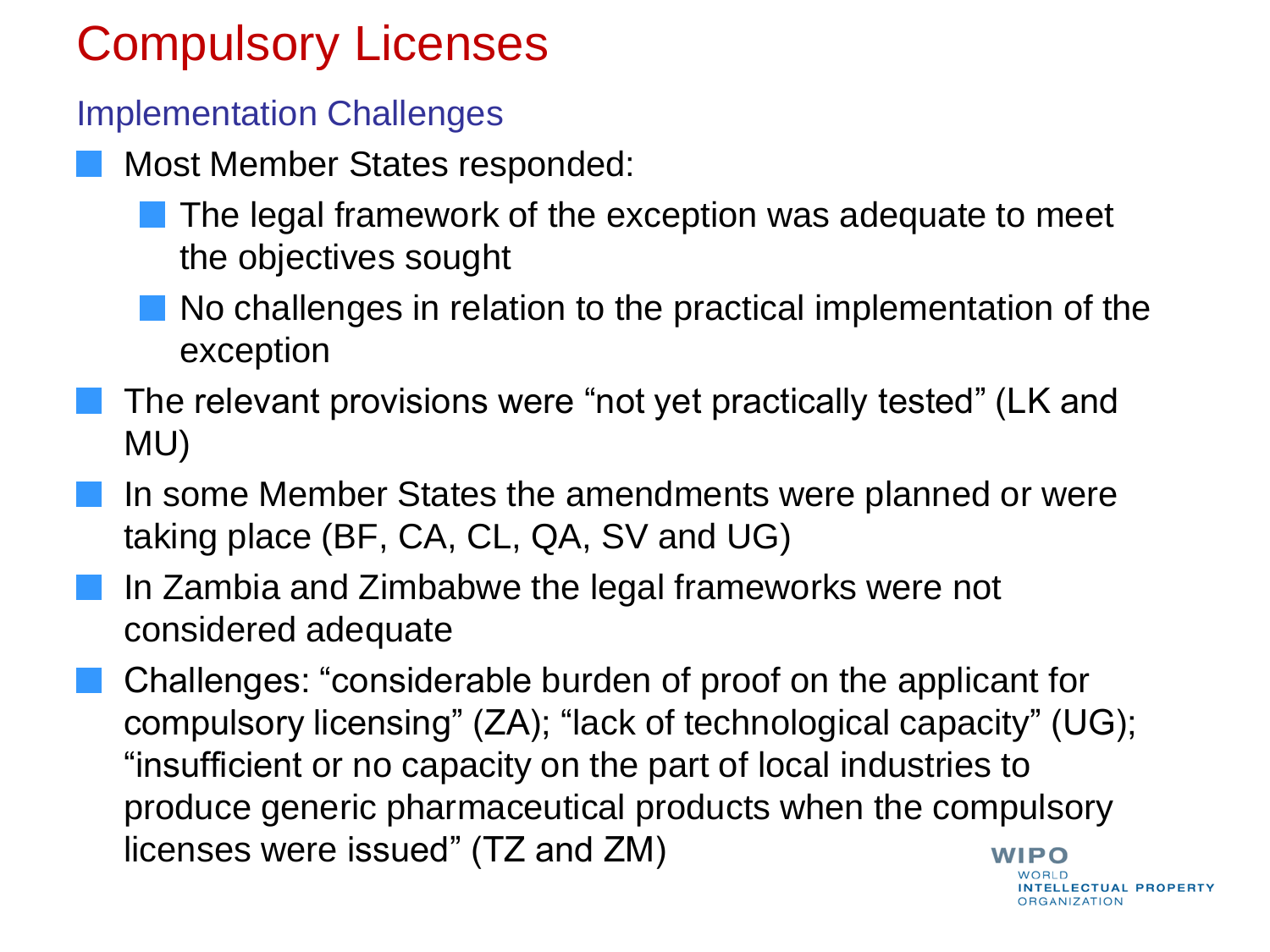# Compulsory Licenses

## Implementation Challenges

- Most Member States responded:
  - The legal framework of the exception was adequate to meet the objectives sought
  - No challenges in relation to the practical implementation of the exception
- The relevant provisions were "not yet practically tested" (LK and MU)
- In some Member States the amendments were planned or were taking place (BF, CA, CL, QA, SV and UG)
- In Zambia and Zimbabwe the legal frameworks were not considered adequate
- Challenges: "considerable burden of proof on the applicant for compulsory licensing" (ZA); "lack of technological capacity" (UG); "insufficient or no capacity on the part of local industries to produce generic pharmaceutical products when the compulsory licenses were issued" (TZ and ZM)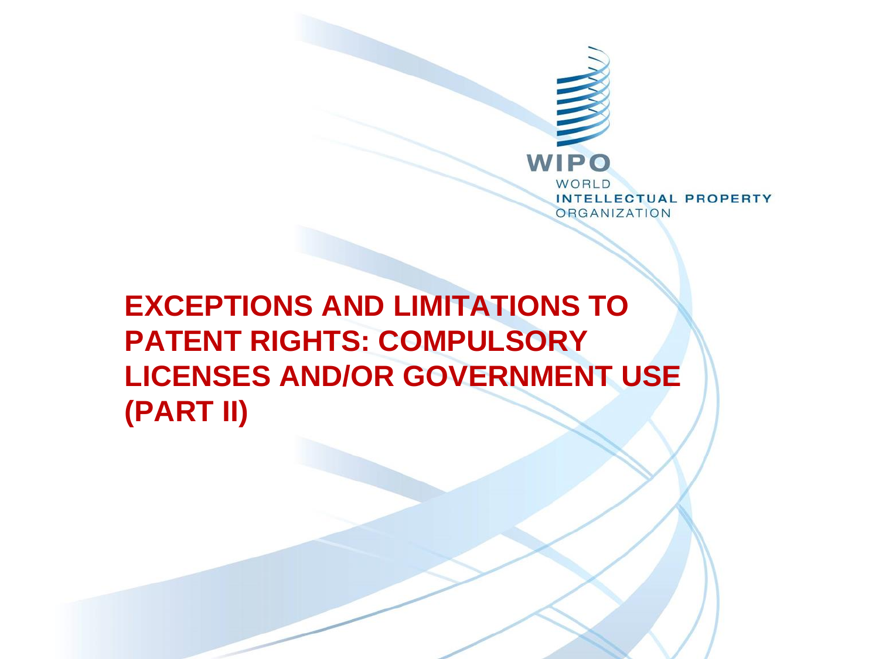# EXCEPTIONS AND LIMITATIONS TO PATENT RIGHTS: COMPULSORY LICENSES AND/OR GOVERNMENT USE (PART II)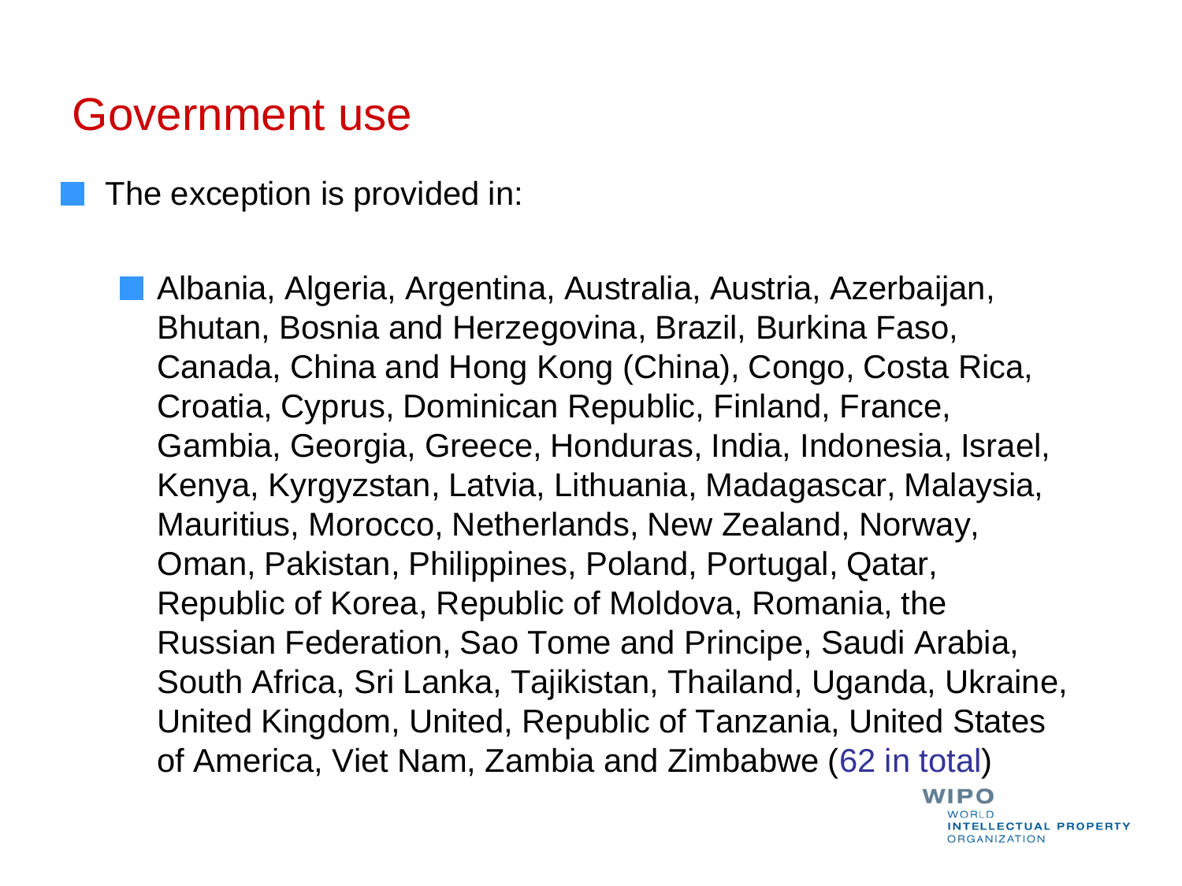# Government use

- The exception is provided in:

  - Albania, Algeria, Argentina, Australia, Austria, Azerbaijan, Bhutan, Bosnia and Herzegovina, Brazil, Burkina Faso, Canada, China and Hong Kong (China), Congo, Costa Rica, Croatia, Cyprus, Dominican Republic, Finland, France, Gambia, Georgia, Greece, Honduras, India, Indonesia, Israel, Kenya, Kyrgyzstan, Latvia, Lithuania, Madagascar, Malaysia, Mauritius, Morocco, Netherlands, New Zealand, Norway, Oman, Pakistan, Philippines, Poland, Portugal, Qatar, Republic of Korea, Republic of Moldova, Romania, the Russian Federation, Sao Tome and Principe, Saudi Arabia, South Africa, Sri Lanka, Tajikistan, Thailand, Uganda, Ukraine, United Kingdom, United, Republic of Tanzania, United States of America, Viet Nam, Zambia and Zimbabwe (62 in total)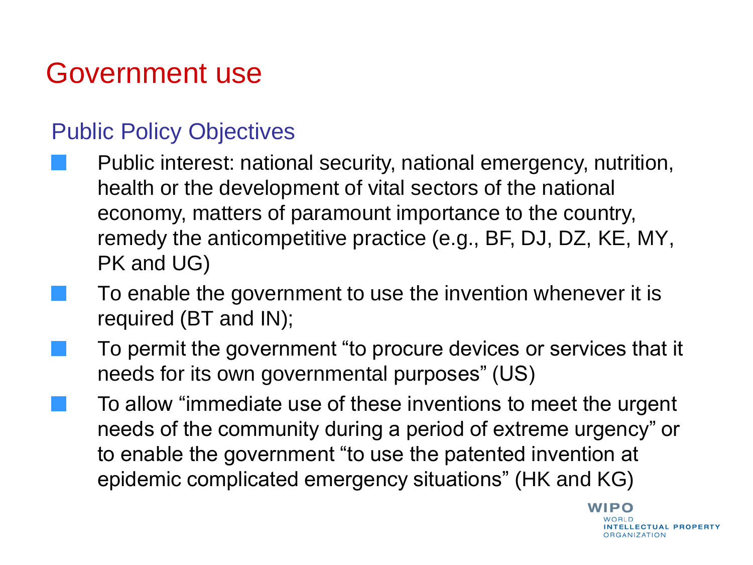# Government use

## Public Policy Objectives

- Public interest: national security, national emergency, nutrition, health or the development of vital sectors of the national economy, matters of paramount importance to the country, remedy the anticompetitive practice (e.g., BF, DJ, DZ, KE, MY, PK and UG)
- To enable the government to use the invention whenever it is required (BT and IN);
- To permit the government "to procure devices or services that it needs for its own governmental purposes" (US)
- To allow "immediate use of these inventions to meet the urgent needs of the community during a period of extreme urgency" or to enable the government "to use the patented invention at epidemic complicated emergency situations" (HK and KG)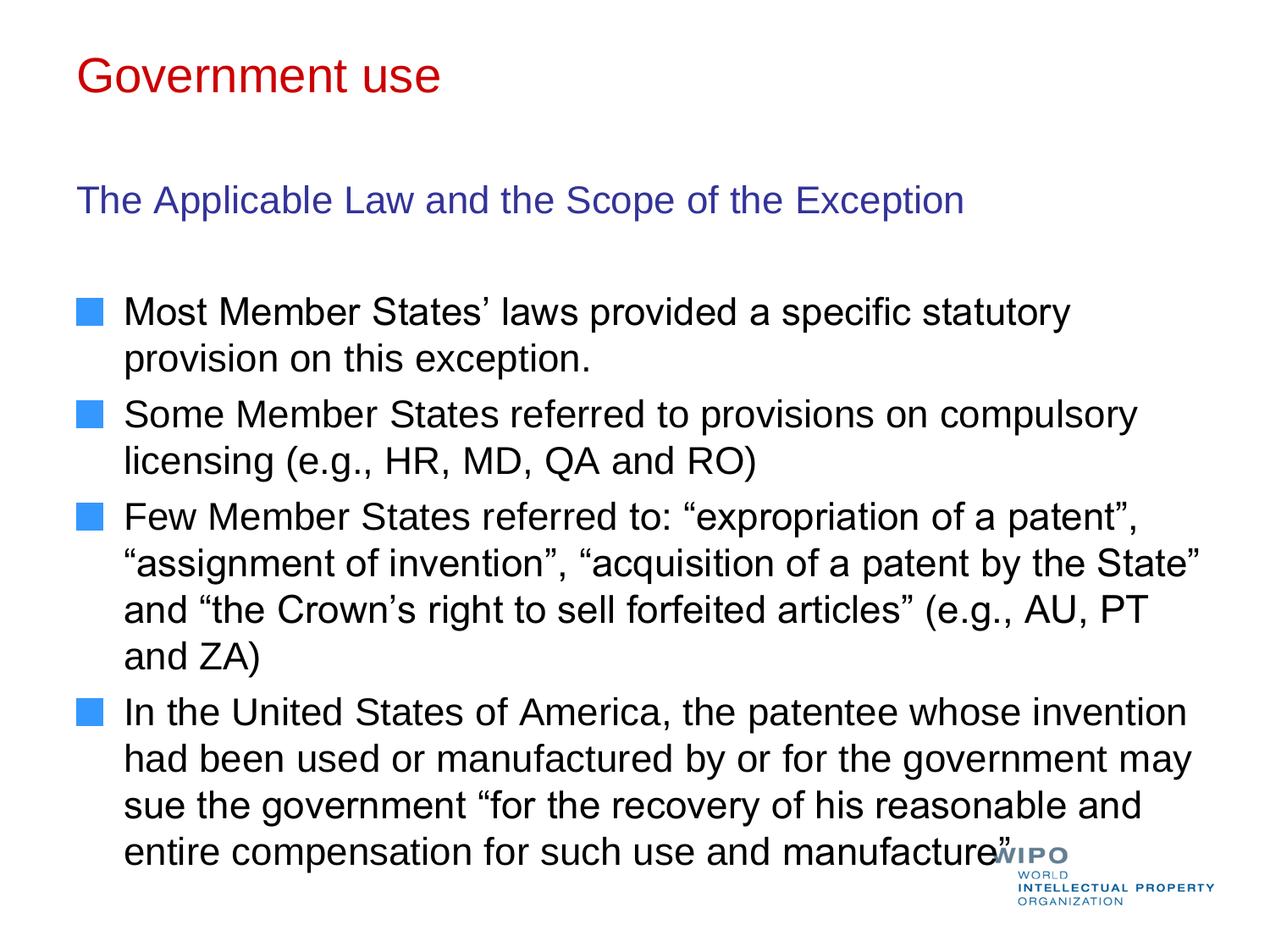# Government use

## The Applicable Law and the Scope of the Exception

- Most Member States' laws provided a specific statutory provision on this exception.
- Some Member States referred to provisions on compulsory licensing (e.g., HR, MD, QA and RO)
- Few Member States referred to: "expropriation of a patent", "assignment of invention", "acquisition of a patent by the State" and "the Crown's right to sell forfeited articles" (e.g., AU, PT and ZA)
- In the United States of America, the patentee whose invention had been used or manufactured by or for the government may sue the government "for the recovery of his reasonable and entire compensation for such use and manufacture"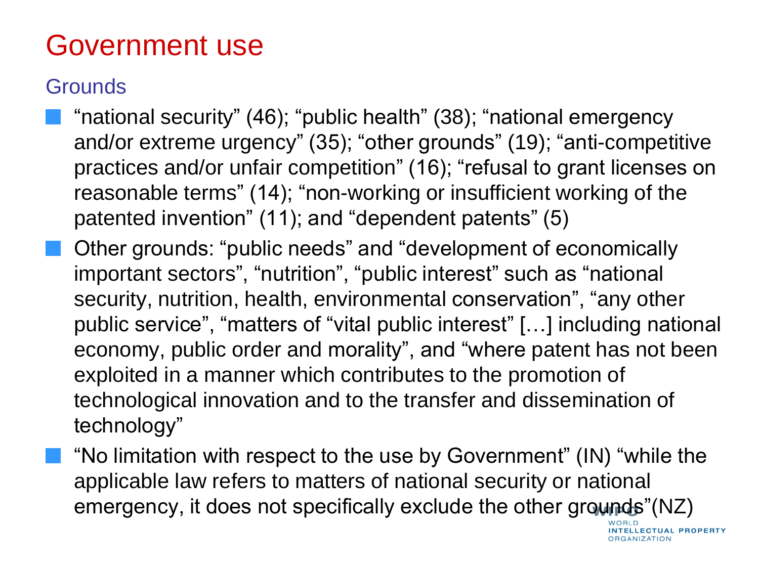# Government use

## Grounds

- "national security" (46); "public health" (38); "national emergency and/or extreme urgency" (35); "other grounds" (19); "anti-competitive practices and/or unfair competition" (16); "refusal to grant licenses on reasonable terms" (14); "non-working or insufficient working of the patented invention" (11); and "dependent patents" (5)
- Other grounds: "public needs" and "development of economically important sectors", "nutrition", "public interest" such as "national security, nutrition, health, environmental conservation", "any other public service", "matters of "vital public interest" […] including national economy, public order and morality", and "where patent has not been exploited in a manner which contributes to the promotion of technological innovation and to the transfer and dissemination of technology"
- "No limitation with respect to the use by Government" (IN) "while the applicable law refers to matters of national security or national emergency, it does not specifically exclude the other grounds"(NZ)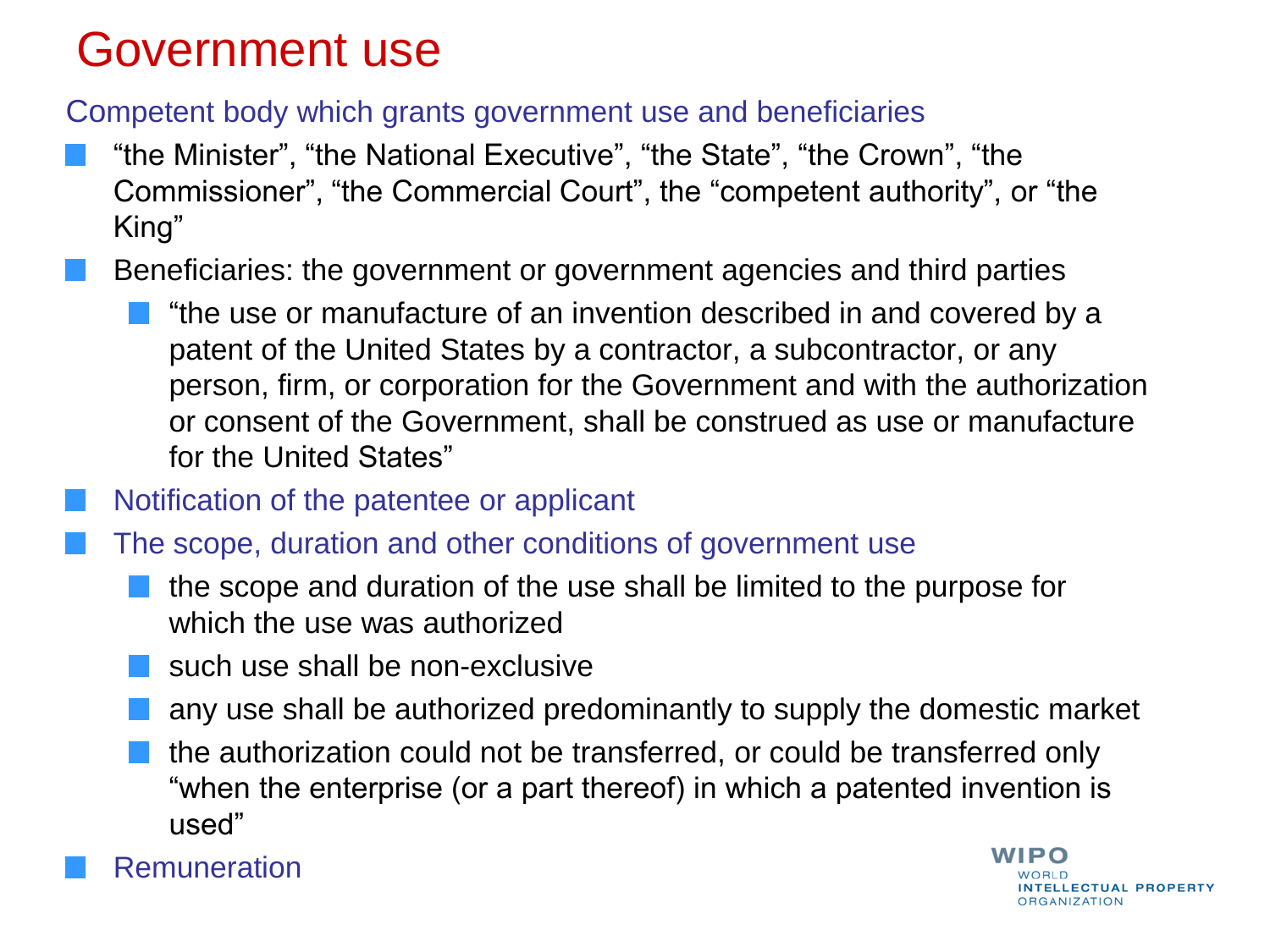# Government use

## Competent body which grants government use and beneficiaries

- "the Minister", "the National Executive", "the State", "the Crown", "the Commissioner", "the Commercial Court", the "competent authority", or "the King"
- Beneficiaries: the government or government agencies and third parties
  - "the use or manufacture of an invention described in and covered by a patent of the United States by a contractor, a subcontractor, or any person, firm, or corporation for the Government and with the authorization or consent of the Government, shall be construed as use or manufacture for the United States"
- Notification of the patentee or applicant
- The scope, duration and other conditions of government use
  - the scope and duration of the use shall be limited to the purpose for which the use was authorized
  - such use shall be non-exclusive
  - any use shall be authorized predominantly to supply the domestic market
  - the authorization could not be transferred, or could be transferred only "when the enterprise (or a part thereof) in which a patented invention is used"
- Remuneration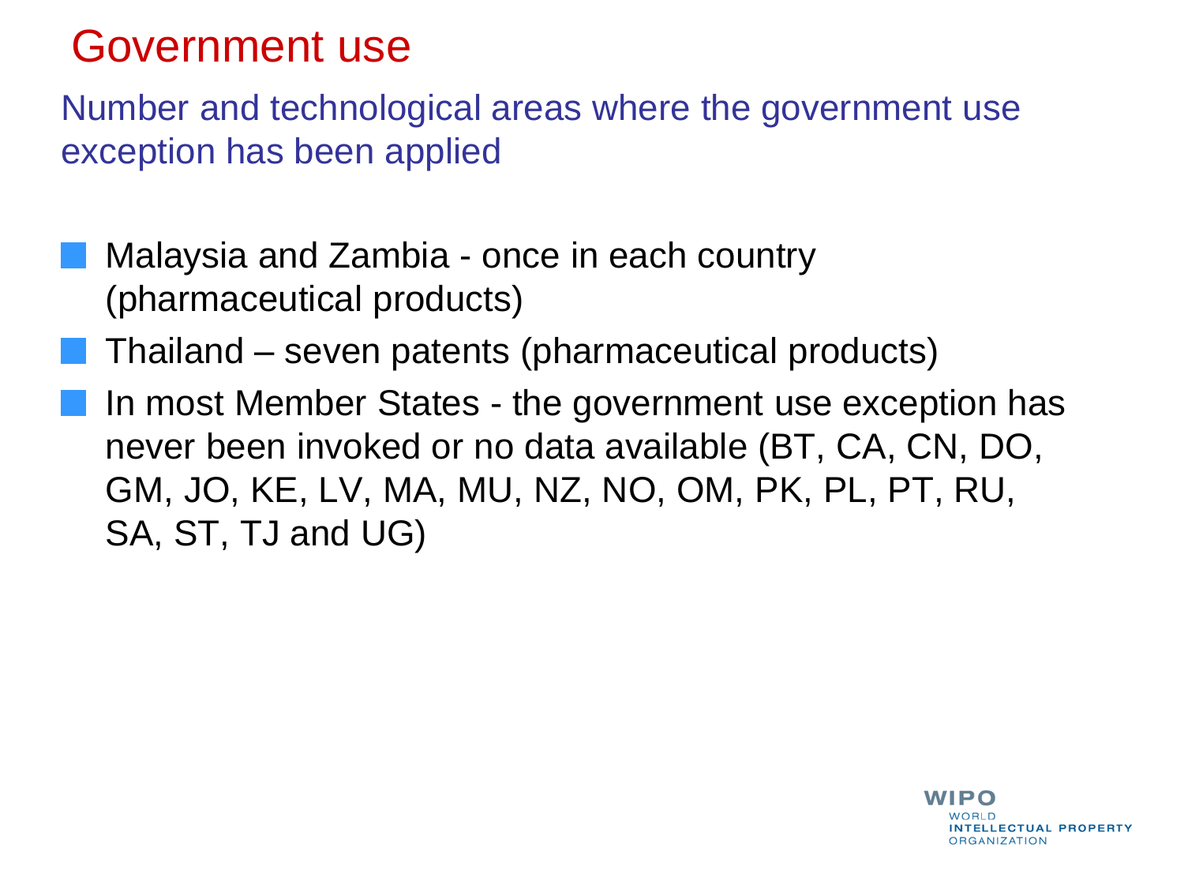# Government use

## Number and technological areas where the government use exception has been applied

- Malaysia and Zambia - once in each country (pharmaceutical products)
- Thailand – seven patents (pharmaceutical products)
- In most Member States - the government use exception has never been invoked or no data available (BT, CA, CN, DO, GM, JO, KE, LV, MA, MU, NZ, NO, OM, PK, PL, PT, RU, SA, ST, TJ and UG)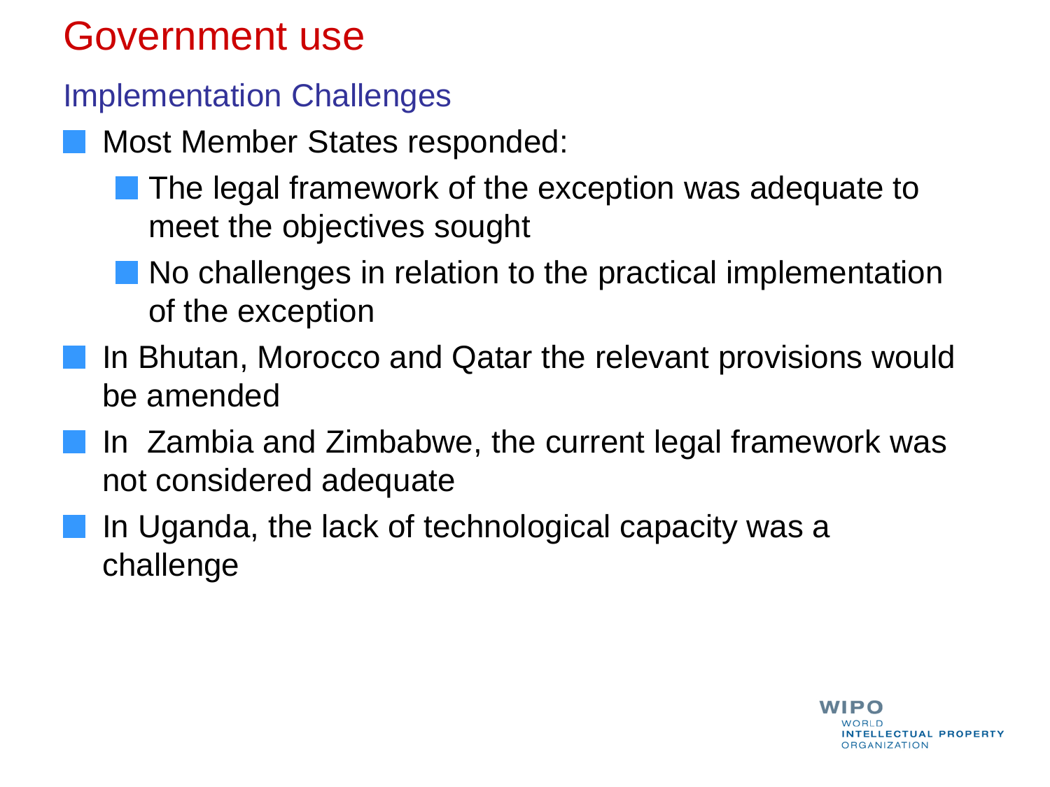# Government use

## Implementation Challenges

- Most Member States responded:
  - The legal framework of the exception was adequate to meet the objectives sought
  - No challenges in relation to the practical implementation of the exception
- In Bhutan, Morocco and Qatar the relevant provisions would be amended
- In Zambia and Zimbabwe, the current legal framework was not considered adequate
- In Uganda, the lack of technological capacity was a challenge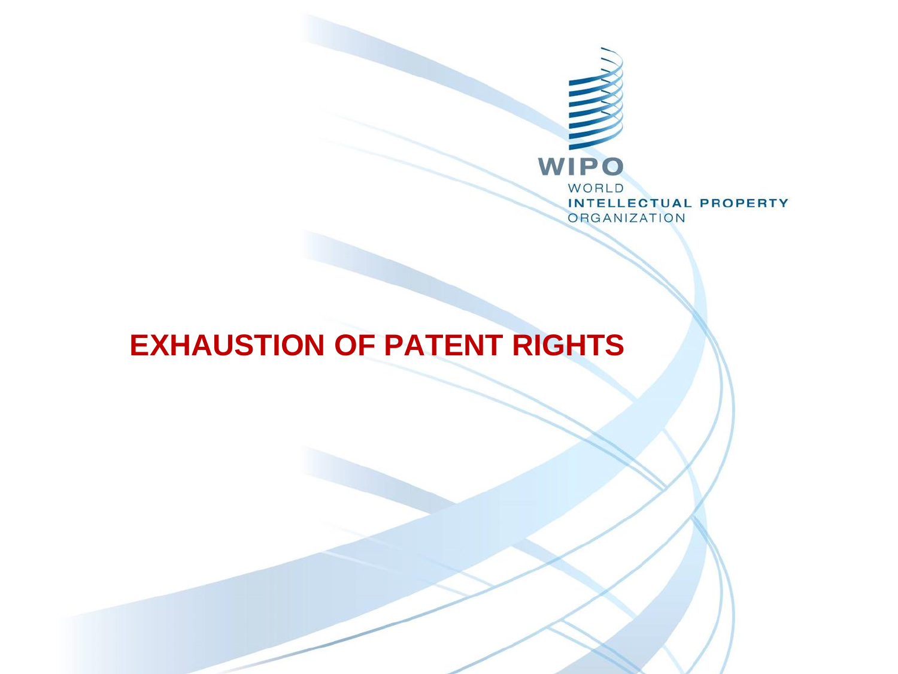WIPO

WORLD

INTELLECTUAL PROPERTY

ORGANIZATION

# EXHAUSTION OF PATENT RIGHTS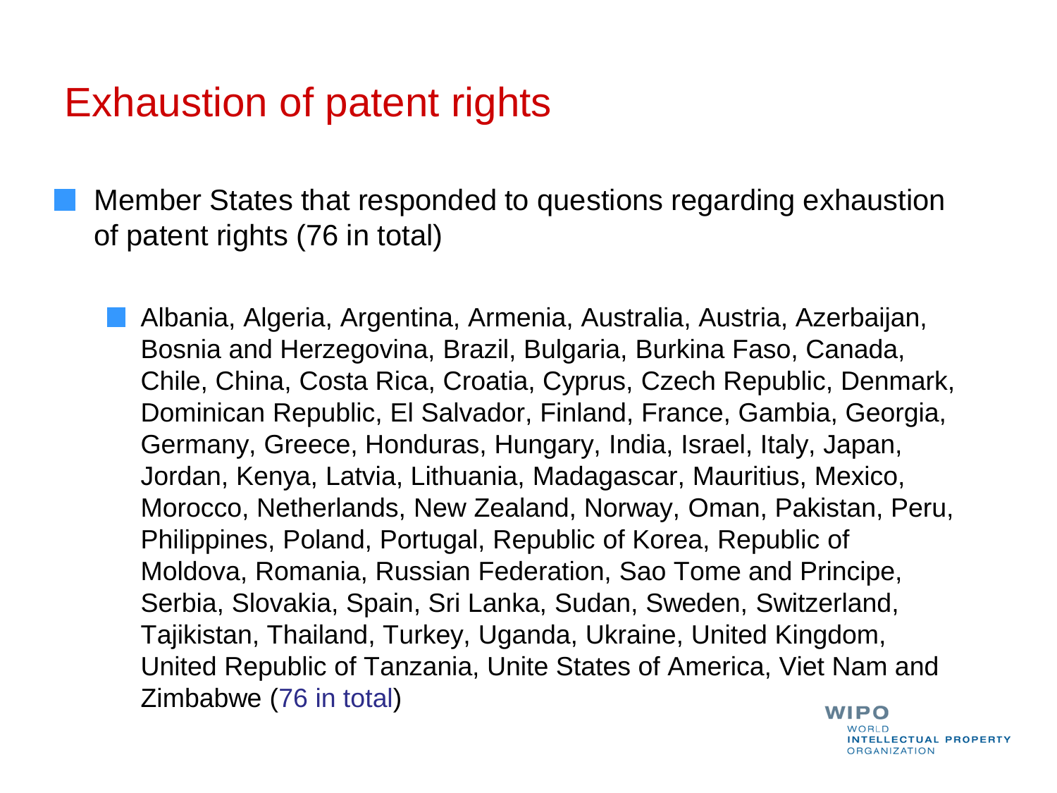# Exhaustion of patent rights

- Member States that responded to questions regarding exhaustion of patent rights (76 in total)
  - Albania, Algeria, Argentina, Armenia, Australia, Austria, Azerbaijan, Bosnia and Herzegovina, Brazil, Bulgaria, Burkina Faso, Canada, Chile, China, Costa Rica, Croatia, Cyprus, Czech Republic, Denmark, Dominican Republic, El Salvador, Finland, France, Gambia, Georgia, Germany, Greece, Honduras, Hungary, India, Israel, Italy, Japan, Jordan, Kenya, Latvia, Lithuania, Madagascar, Mauritius, Mexico, Morocco, Netherlands, New Zealand, Norway, Oman, Pakistan, Peru, Philippines, Poland, Portugal, Republic of Korea, Republic of Moldova, Romania, Russian Federation, Sao Tome and Principe, Serbia, Slovakia, Spain, Sri Lanka, Sudan, Sweden, Switzerland, Tajikistan, Thailand, Turkey, Uganda, Ukraine, United Kingdom, United Republic of Tanzania, Unite States of America, Viet Nam and Zimbabwe (76 in total)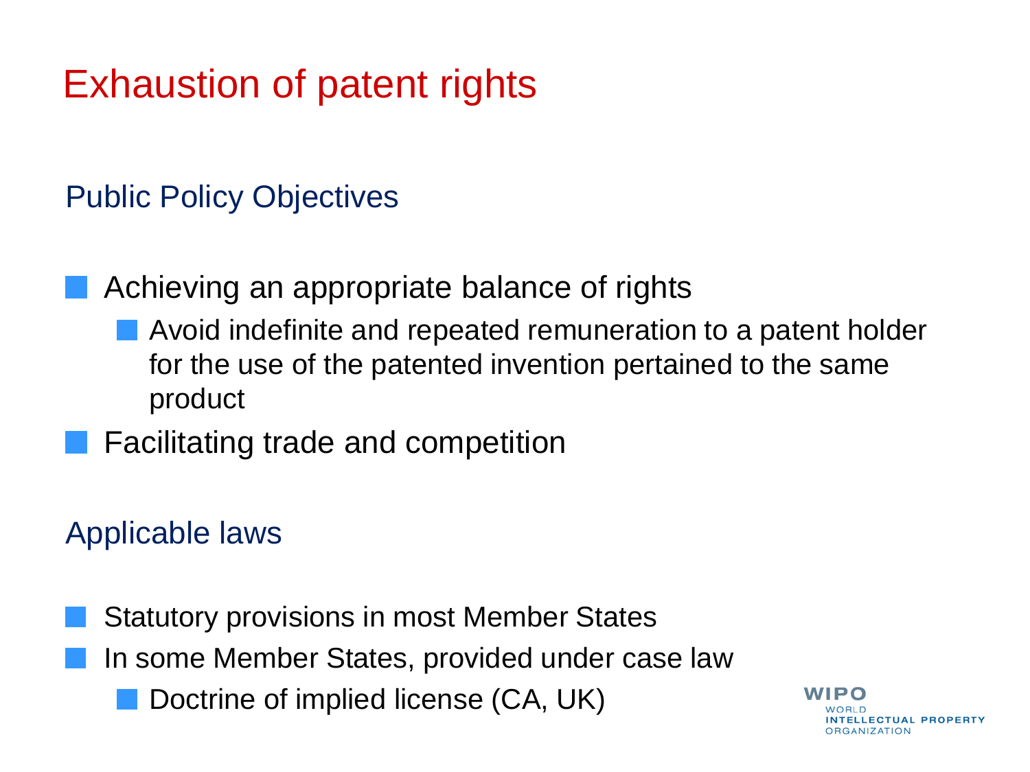# Exhaustion of patent rights

## Public Policy Objectives

- Achieving an appropriate balance of rights
  - Avoid indefinite and repeated remuneration to a patent holder for the use of the patented invention pertained to the same product
- Facilitating trade and competition

## Applicable laws

- Statutory provisions in most Member States
- In some Member States, provided under case law
  - Doctrine of implied license (CA, UK)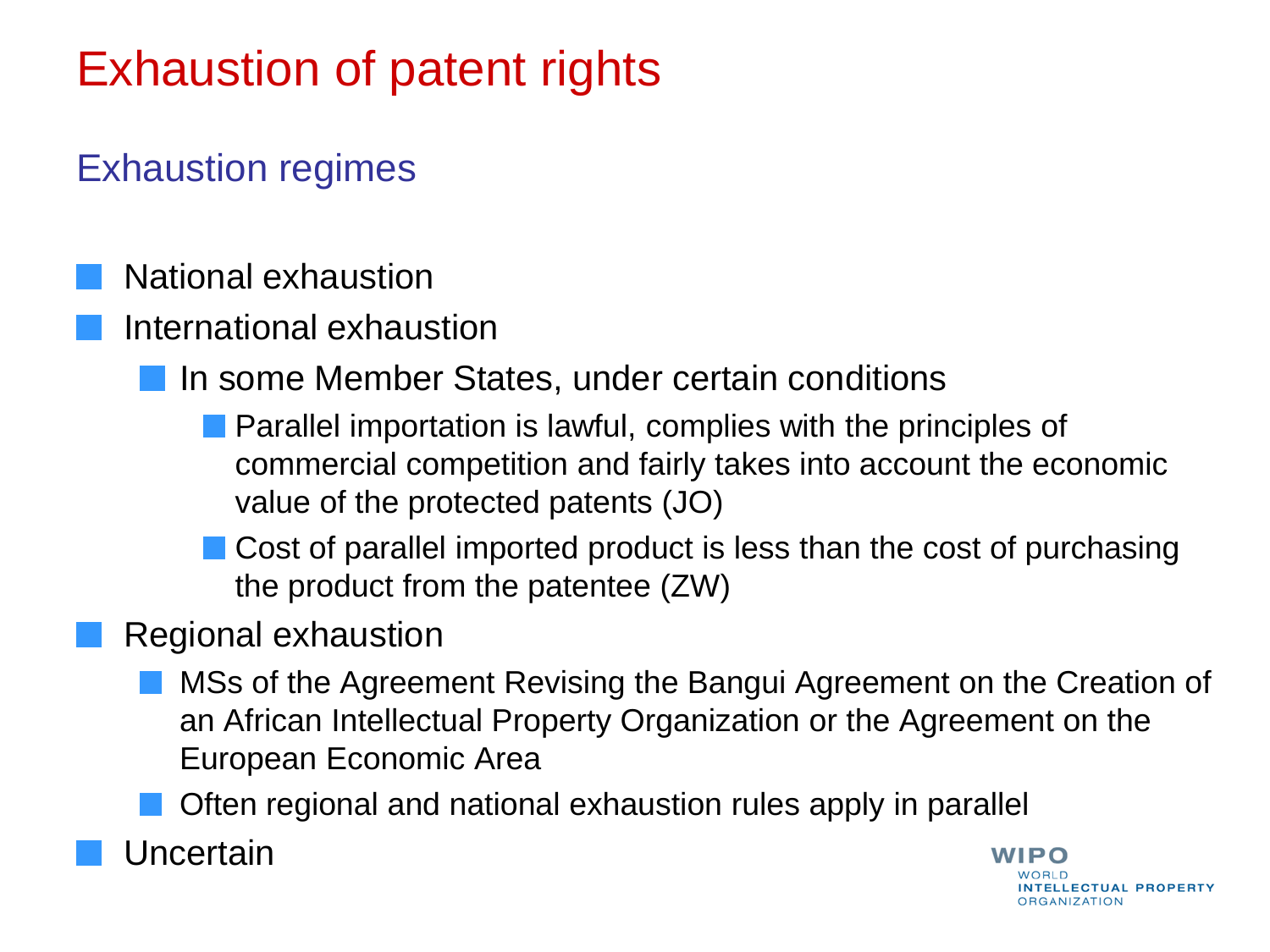# Exhaustion of patent rights

## Exhaustion regimes

- National exhaustion
- International exhaustion
  - In some Member States, under certain conditions
    - Parallel importation is lawful, complies with the principles of commercial competition and fairly takes into account the economic value of the protected patents (JO)
    - Cost of parallel imported product is less than the cost of purchasing the product from the patentee (ZW)
- Regional exhaustion
  - MSs of the Agreement Revising the Bangui Agreement on the Creation of an African Intellectual Property Organization or the Agreement on the European Economic Area
  - Often regional and national exhaustion rules apply in parallel
- Uncertain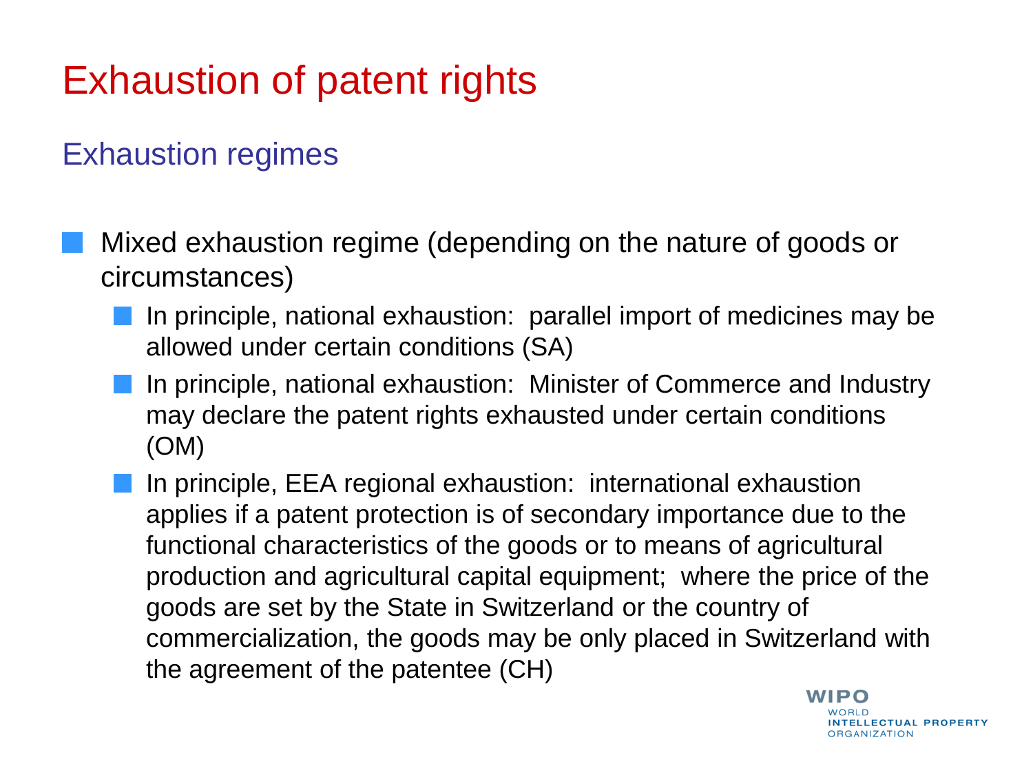# Exhaustion of patent rights

## Exhaustion regimes

- Mixed exhaustion regime (depending on the nature of goods or circumstances)
  - In principle, national exhaustion: parallel import of medicines may be allowed under certain conditions (SA)
  - In principle, national exhaustion: Minister of Commerce and Industry may declare the patent rights exhausted under certain conditions (OM)
  - In principle, EEA regional exhaustion: international exhaustion applies if a patent protection is of secondary importance due to the functional characteristics of the goods or to means of agricultural production and agricultural capital equipment; where the price of the goods are set by the State in Switzerland or the country of commercialization, the goods may be only placed in Switzerland with the agreement of the patentee (CH)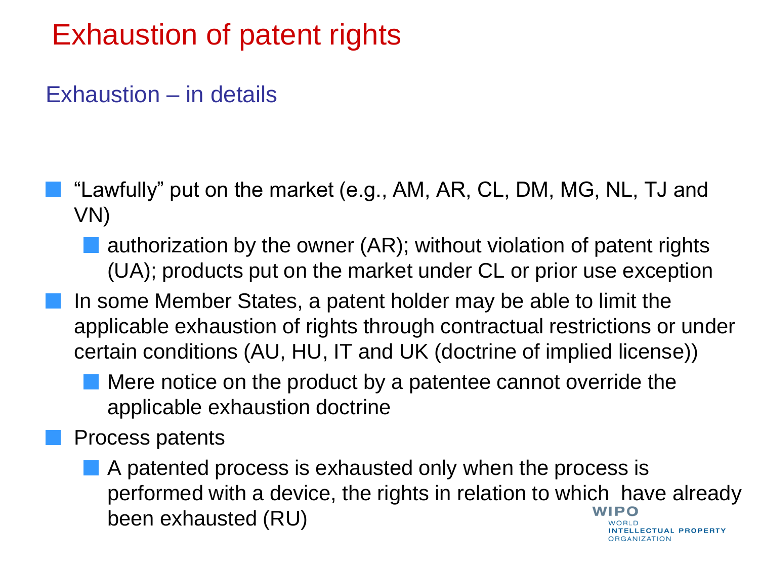# Exhaustion of patent rights

## Exhaustion – in details

- "Lawfully" put on the market (e.g., AM, AR, CL, DM, MG, NL, TJ and VN)
  - authorization by the owner (AR); without violation of patent rights (UA); products put on the market under CL or prior use exception
- In some Member States, a patent holder may be able to limit the applicable exhaustion of rights through contractual restrictions or under certain conditions (AU, HU, IT and UK (doctrine of implied license))
  - Mere notice on the product by a patentee cannot override the applicable exhaustion doctrine
- Process patents
  - A patented process is exhausted only when the process is performed with a device, the rights in relation to which have already been exhausted (RU)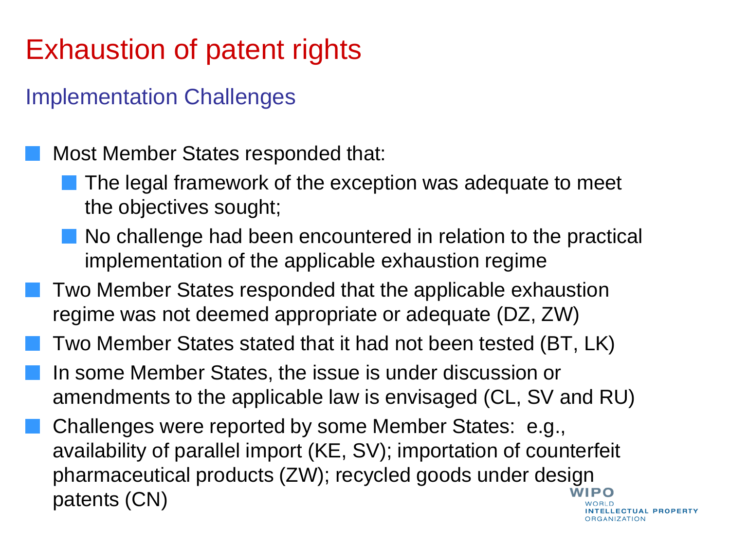# Exhaustion of patent rights

## Implementation Challenges

- Most Member States responded that:
  - The legal framework of the exception was adequate to meet the objectives sought;
  - No challenge had been encountered in relation to the practical implementation of the applicable exhaustion regime
- Two Member States responded that the applicable exhaustion regime was not deemed appropriate or adequate (DZ, ZW)
- Two Member States stated that it had not been tested (BT, LK)
- In some Member States, the issue is under discussion or amendments to the applicable law is envisaged (CL, SV and RU)
- Challenges were reported by some Member States: e.g., availability of parallel import (KE, SV); importation of counterfeit pharmaceutical products (ZW); recycled goods under design patents (CN)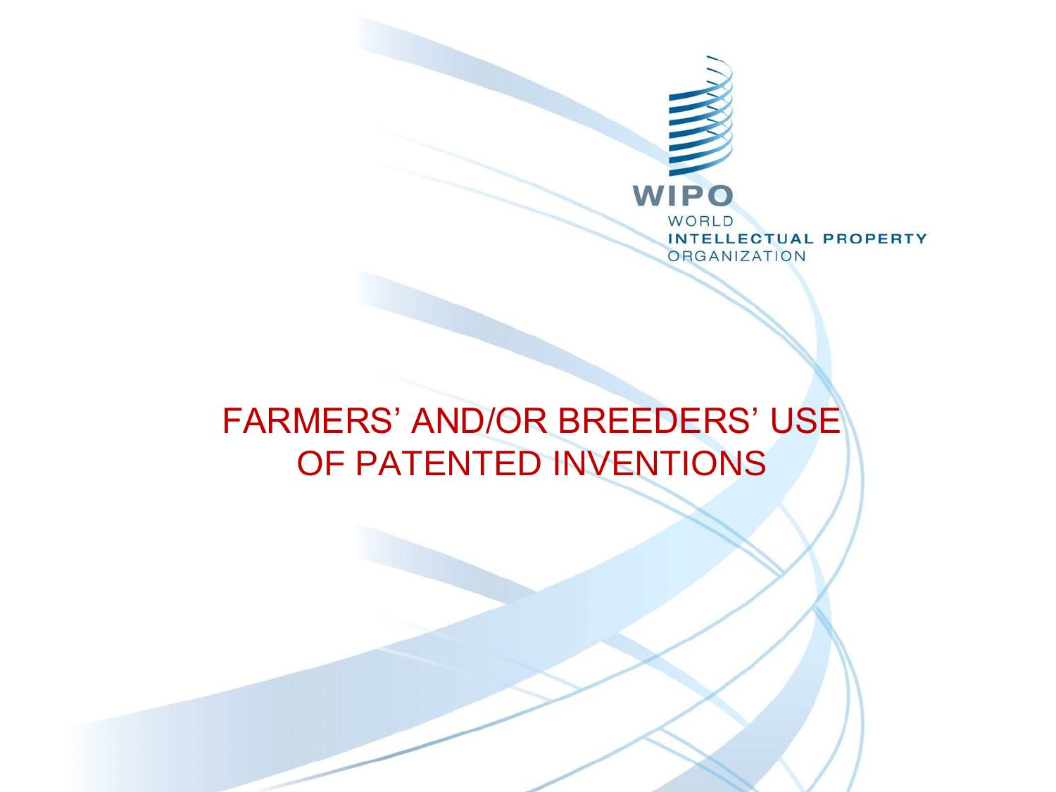# FARMERS' AND/OR BREEDERS' USE OF PATENTED INVENTIONS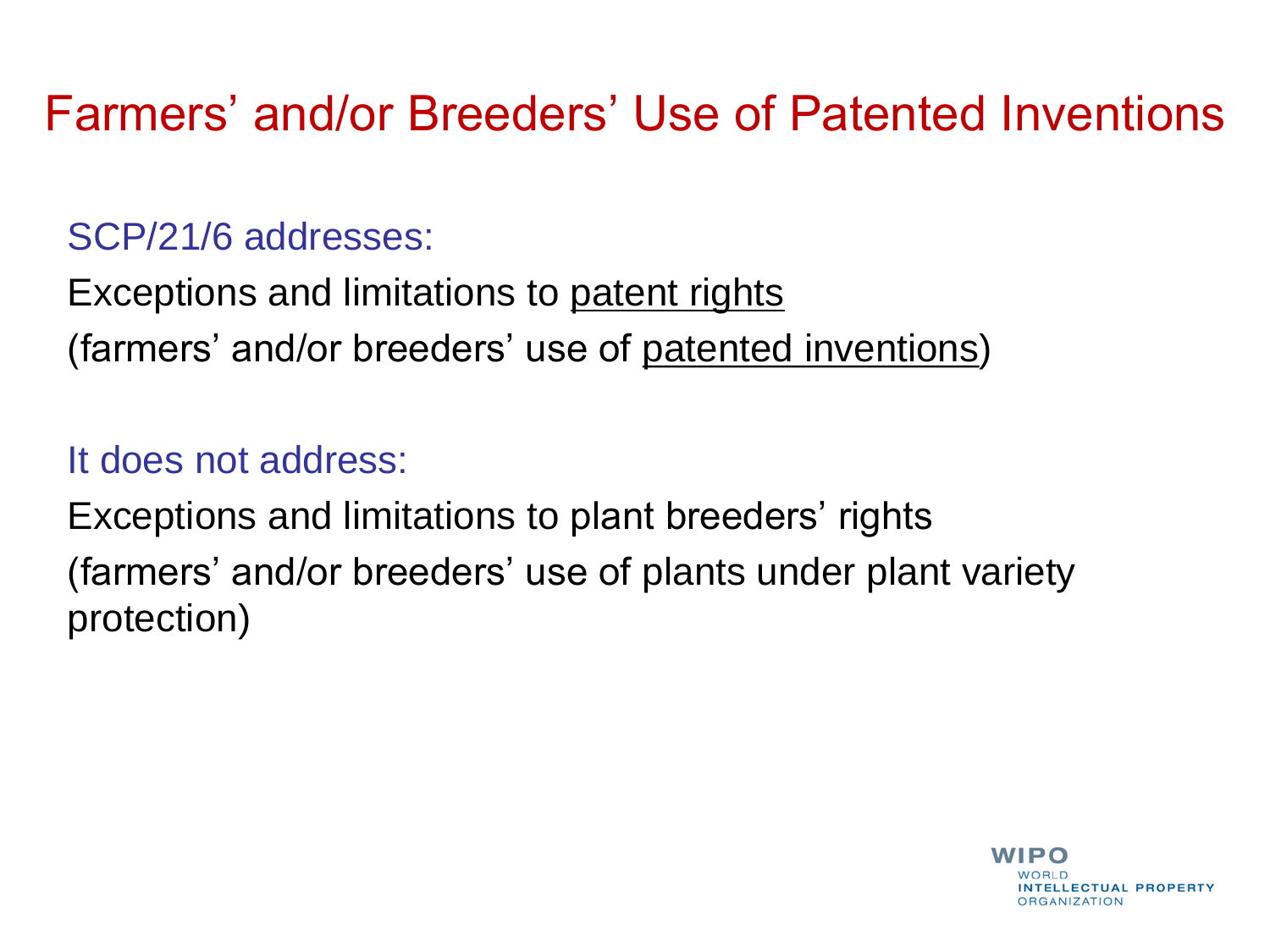# Farmers' and/or Breeders' Use of Patented Inventions

SCP/21/6 addresses:

Exceptions and limitations to patent rights

(farmers' and/or breeders' use of patented inventions)

It does not address:

Exceptions and limitations to plant breeders' rights

(farmers' and/or breeders' use of plants under plant variety protection)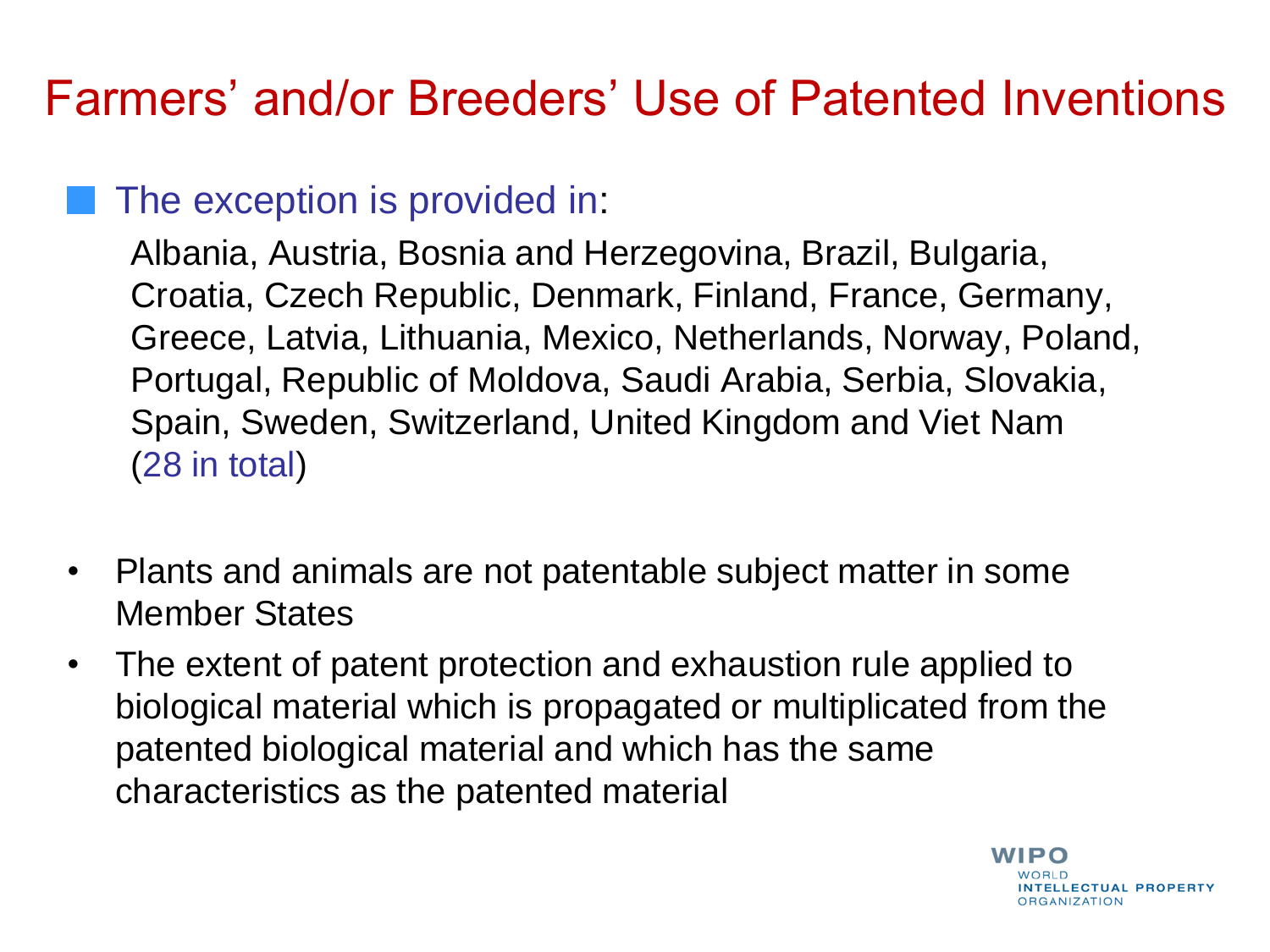# Farmers' and/or Breeders' Use of Patented Inventions

- The exception is provided in:

  Albania, Austria, Bosnia and Herzegovina, Brazil, Bulgaria, Croatia, Czech Republic, Denmark, Finland, France, Germany, Greece, Latvia, Lithuania, Mexico, Netherlands, Norway, Poland, Portugal, Republic of Moldova, Saudi Arabia, Serbia, Slovakia, Spain, Sweden, Switzerland, United Kingdom and Viet Nam (28 in total)

- Plants and animals are not patentable subject matter in some Member States
- The extent of patent protection and exhaustion rule applied to biological material which is propagated or multiplicated from the patented biological material and which has the same characteristics as the patented material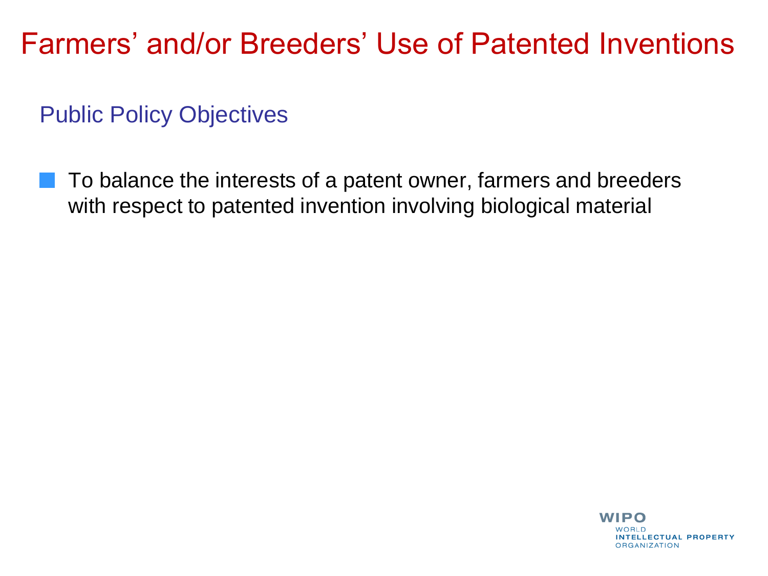# Farmers' and/or Breeders' Use of Patented Inventions

## Public Policy Objectives

- To balance the interests of a patent owner, farmers and breeders with respect to patented invention involving biological material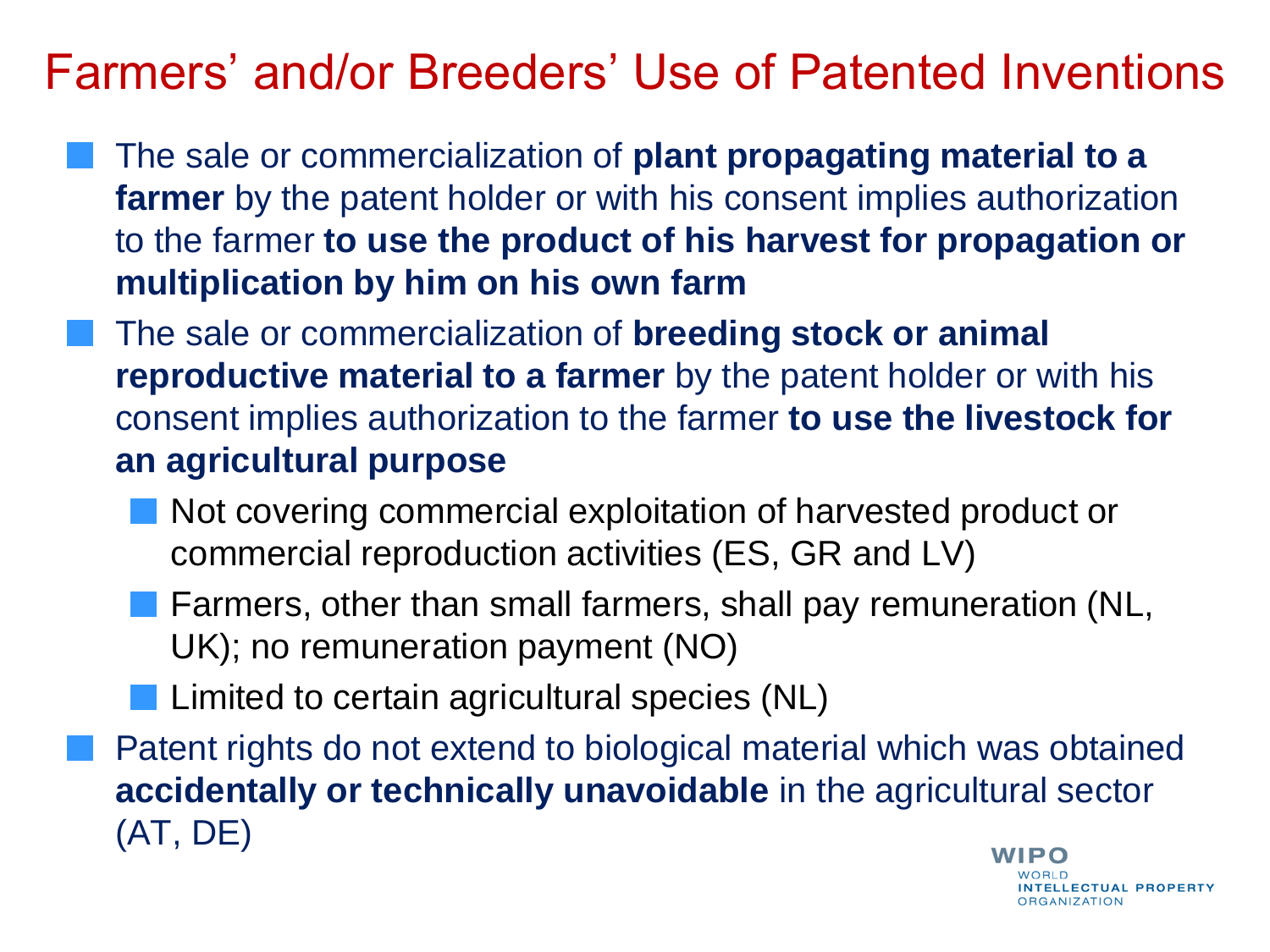# Farmers' and/or Breeders' Use of Patented Inventions

- The sale or commercialization of **plant propagating material to a farmer** by the patent holder or with his consent implies authorization to the farmer **to use the product of his harvest for propagation or multiplication by him on his own farm**
- The sale or commercialization of **breeding stock or animal reproductive material to a farmer** by the patent holder or with his consent implies authorization to the farmer **to use the livestock for an agricultural purpose**
  - Not covering commercial exploitation of harvested product or commercial reproduction activities (ES, GR and LV)
  - Farmers, other than small farmers, shall pay remuneration (NL, UK); no remuneration payment (NO)
  - Limited to certain agricultural species (NL)
- Patent rights do not extend to biological material which was obtained **accidentally or technically unavoidable** in the agricultural sector (AT, DE)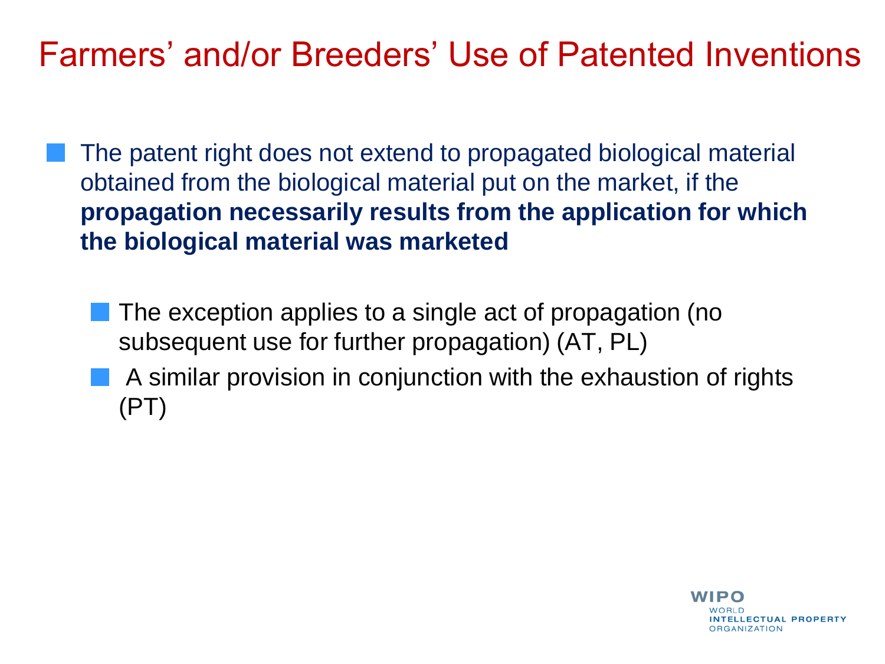# Farmers' and/or Breeders' Use of Patented Inventions

- The patent right does not extend to propagated biological material obtained from the biological material put on the market, if the **propagation necessarily results from the application for which the biological material was marketed**
  - The exception applies to a single act of propagation (no subsequent use for further propagation) (AT, PL)
  - A similar provision in conjunction with the exhaustion of rights (PT)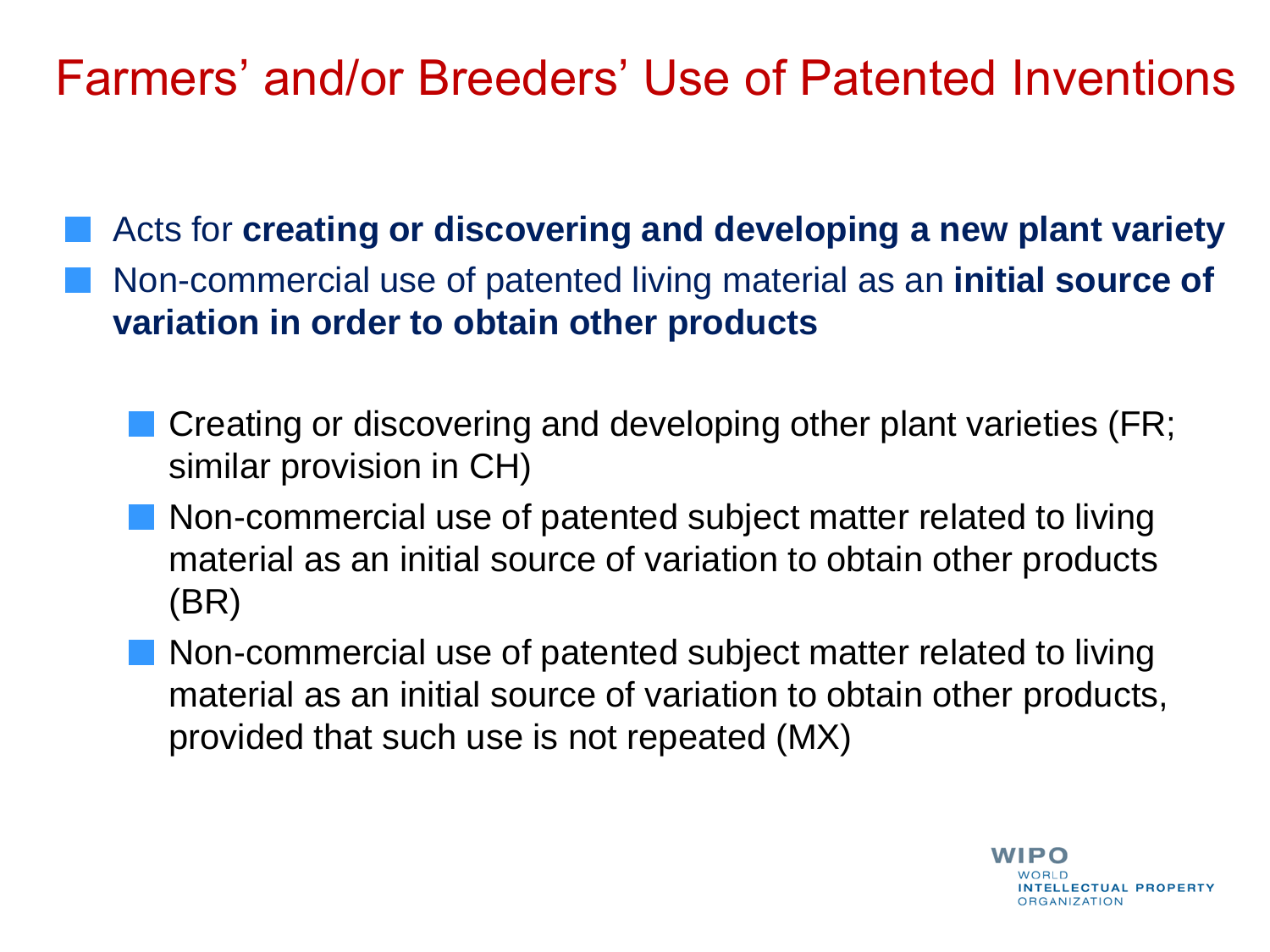# Farmers' and/or Breeders' Use of Patented Inventions

- Acts for **creating or discovering and developing a new plant variety**
- Non-commercial use of patented living material as an **initial source of variation in order to obtain other products**
  - Creating or discovering and developing other plant varieties (FR; similar provision in CH)
  - Non-commercial use of patented subject matter related to living material as an initial source of variation to obtain other products (BR)
  - Non-commercial use of patented subject matter related to living material as an initial source of variation to obtain other products, provided that such use is not repeated (MX)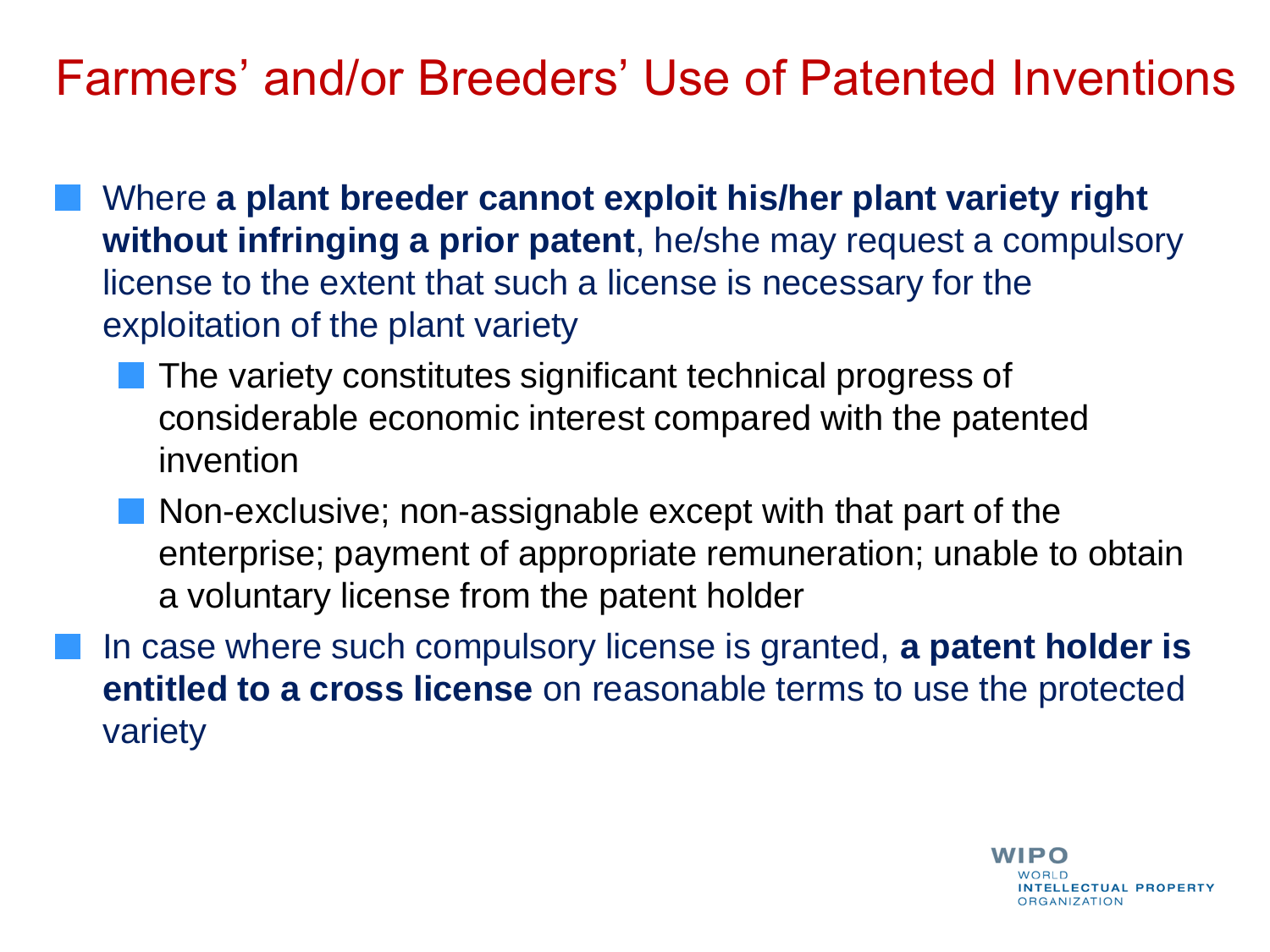# Farmers' and/or Breeders' Use of Patented Inventions

- Where **a plant breeder cannot exploit his/her plant variety right without infringing a prior patent**, he/she may request a compulsory license to the extent that such a license is necessary for the exploitation of the plant variety
  - The variety constitutes significant technical progress of considerable economic interest compared with the patented invention
  - Non-exclusive; non-assignable except with that part of the enterprise; payment of appropriate remuneration; unable to obtain a voluntary license from the patent holder
- In case where such compulsory license is granted, **a patent holder is entitled to a cross license** on reasonable terms to use the protected variety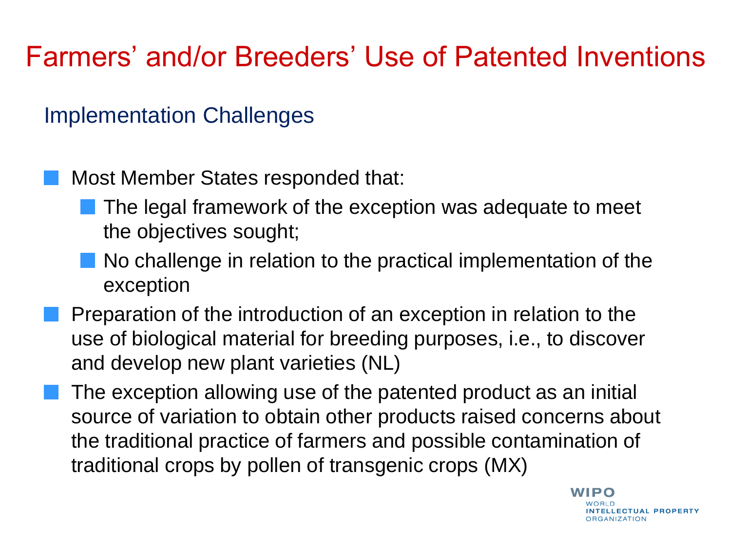# Farmers' and/or Breeders' Use of Patented Inventions

## Implementation Challenges

- Most Member States responded that:
  - The legal framework of the exception was adequate to meet the objectives sought;
  - No challenge in relation to the practical implementation of the exception
- Preparation of the introduction of an exception in relation to the use of biological material for breeding purposes, i.e., to discover and develop new plant varieties (NL)
- The exception allowing use of the patented product as an initial source of variation to obtain other products raised concerns about the traditional practice of farmers and possible contamination of traditional crops by pollen of transgenic crops (MX)